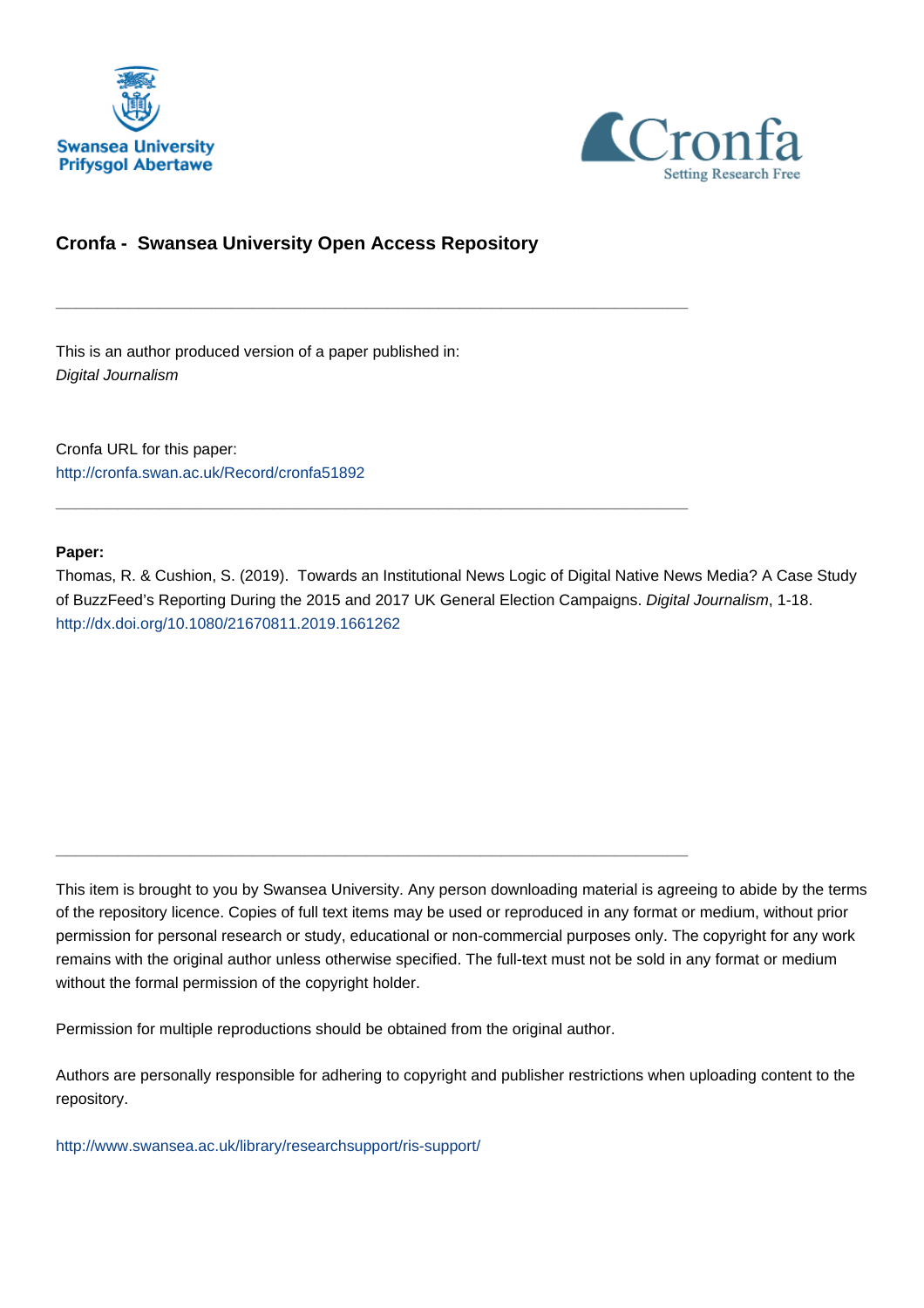Swansea University
Prifysgol Abertawe

Cronfa
Setting Research Free

# Cronfa - Swansea University Open Access Repository

---

This is an author produced version of a paper published in:
*Digital Journalism*

Cronfa URL for this paper:
http://cronfa.swan.ac.uk/Record/cronfa51892

---

**Paper:**
Thomas, R. & Cushion, S. (2019). Towards an Institutional News Logic of Digital Native News Media? A Case Study of BuzzFeed's Reporting During the 2015 and 2017 UK General Election Campaigns. *Digital Journalism*, 1-18.
http://dx.doi.org/10.1080/21670811.2019.1661262

---

This item is brought to you by Swansea University. Any person downloading material is agreeing to abide by the terms of the repository licence. Copies of full text items may be used or reproduced in any format or medium, without prior permission for personal research or study, educational or non-commercial purposes only. The copyright for any work remains with the original author unless otherwise specified. The full-text must not be sold in any format or medium without the formal permission of the copyright holder.

Permission for multiple reproductions should be obtained from the original author.

Authors are personally responsible for adhering to copyright and publisher restrictions when uploading content to the repository.

http://www.swansea.ac.uk/library/researchsupport/ris-support/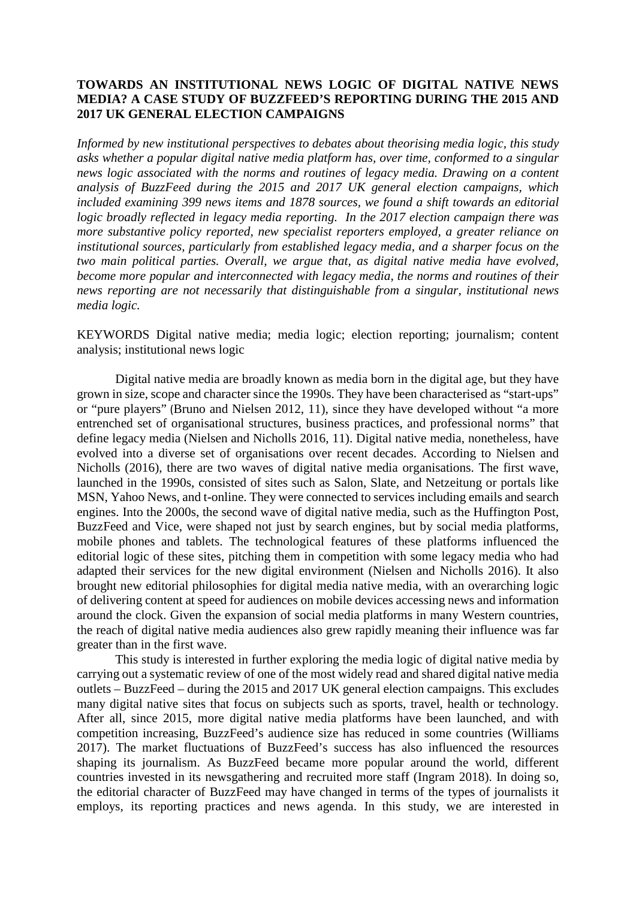**TOWARDS AN INSTITUTIONAL NEWS LOGIC OF DIGITAL NATIVE NEWS MEDIA? A CASE STUDY OF BUZZFEED'S REPORTING DURING THE 2015 AND 2017 UK GENERAL ELECTION CAMPAIGNS**

*Informed by new institutional perspectives to debates about theorising media logic, this study asks whether a popular digital native media platform has, over time, conformed to a singular news logic associated with the norms and routines of legacy media. Drawing on a content analysis of BuzzFeed during the 2015 and 2017 UK general election campaigns, which included examining 399 news items and 1878 sources, we found a shift towards an editorial logic broadly reflected in legacy media reporting. In the 2017 election campaign there was more substantive policy reported, new specialist reporters employed, a greater reliance on institutional sources, particularly from established legacy media, and a sharper focus on the two main political parties. Overall, we argue that, as digital native media have evolved, become more popular and interconnected with legacy media, the norms and routines of their news reporting are not necessarily that distinguishable from a singular, institutional news media logic.*

KEYWORDS Digital native media; media logic; election reporting; journalism; content analysis; institutional news logic

Digital native media are broadly known as media born in the digital age, but they have grown in size, scope and character since the 1990s. They have been characterised as "start-ups" or "pure players" (Bruno and Nielsen 2012, 11), since they have developed without "a more entrenched set of organisational structures, business practices, and professional norms" that define legacy media (Nielsen and Nicholls 2016, 11). Digital native media, nonetheless, have evolved into a diverse set of organisations over recent decades. According to Nielsen and Nicholls (2016), there are two waves of digital native media organisations. The first wave, launched in the 1990s, consisted of sites such as Salon, Slate, and Netzeitung or portals like MSN, Yahoo News, and t-online. They were connected to services including emails and search engines. Into the 2000s, the second wave of digital native media, such as the Huffington Post, BuzzFeed and Vice, were shaped not just by search engines, but by social media platforms, mobile phones and tablets. The technological features of these platforms influenced the editorial logic of these sites, pitching them in competition with some legacy media who had adapted their services for the new digital environment (Nielsen and Nicholls 2016). It also brought new editorial philosophies for digital media native media, with an overarching logic of delivering content at speed for audiences on mobile devices accessing news and information around the clock. Given the expansion of social media platforms in many Western countries, the reach of digital native media audiences also grew rapidly meaning their influence was far greater than in the first wave.

This study is interested in further exploring the media logic of digital native media by carrying out a systematic review of one of the most widely read and shared digital native media outlets – BuzzFeed – during the 2015 and 2017 UK general election campaigns. This excludes many digital native sites that focus on subjects such as sports, travel, health or technology. After all, since 2015, more digital native media platforms have been launched, and with competition increasing, BuzzFeed's audience size has reduced in some countries (Williams 2017). The market fluctuations of BuzzFeed's success has also influenced the resources shaping its journalism. As BuzzFeed became more popular around the world, different countries invested in its newsgathering and recruited more staff (Ingram 2018). In doing so, the editorial character of BuzzFeed may have changed in terms of the types of journalists it employs, its reporting practices and news agenda. In this study, we are interested in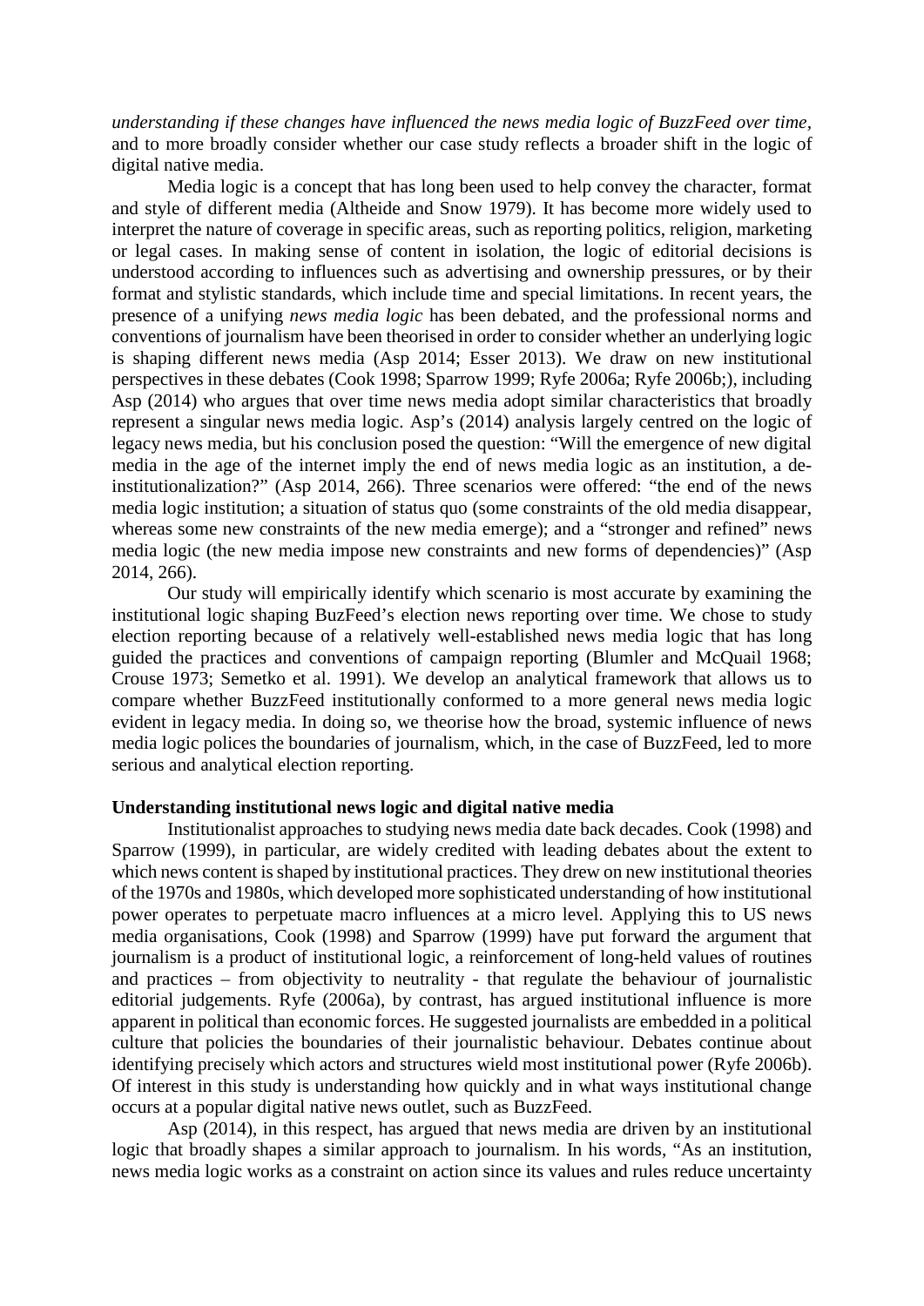*understanding if these changes have influenced the news media logic of BuzzFeed over time*, and to more broadly consider whether our case study reflects a broader shift in the logic of digital native media.

Media logic is a concept that has long been used to help convey the character, format and style of different media (Altheide and Snow 1979). It has become more widely used to interpret the nature of coverage in specific areas, such as reporting politics, religion, marketing or legal cases. In making sense of content in isolation, the logic of editorial decisions is understood according to influences such as advertising and ownership pressures, or by their format and stylistic standards, which include time and special limitations. In recent years, the presence of a unifying *news media logic* has been debated, and the professional norms and conventions of journalism have been theorised in order to consider whether an underlying logic is shaping different news media (Asp 2014; Esser 2013). We draw on new institutional perspectives in these debates (Cook 1998; Sparrow 1999; Ryfe 2006a; Ryfe 2006b;), including Asp (2014) who argues that over time news media adopt similar characteristics that broadly represent a singular news media logic. Asp's (2014) analysis largely centred on the logic of legacy news media, but his conclusion posed the question: "Will the emergence of new digital media in the age of the internet imply the end of news media logic as an institution, a de-institutionalization?" (Asp 2014, 266). Three scenarios were offered: "the end of the news media logic institution; a situation of status quo (some constraints of the old media disappear, whereas some new constraints of the new media emerge); and a "stronger and refined" news media logic (the new media impose new constraints and new forms of dependencies)" (Asp 2014, 266).

Our study will empirically identify which scenario is most accurate by examining the institutional logic shaping BuzFeed's election news reporting over time. We chose to study election reporting because of a relatively well-established news media logic that has long guided the practices and conventions of campaign reporting (Blumler and McQuail 1968; Crouse 1973; Semetko et al. 1991). We develop an analytical framework that allows us to compare whether BuzzFeed institutionally conformed to a more general news media logic evident in legacy media. In doing so, we theorise how the broad, systemic influence of news media logic polices the boundaries of journalism, which, in the case of BuzzFeed, led to more serious and analytical election reporting.

## Understanding institutional news logic and digital native media

Institutionalist approaches to studying news media date back decades. Cook (1998) and Sparrow (1999), in particular, are widely credited with leading debates about the extent to which news content is shaped by institutional practices. They drew on new institutional theories of the 1970s and 1980s, which developed more sophisticated understanding of how institutional power operates to perpetuate macro influences at a micro level. Applying this to US news media organisations, Cook (1998) and Sparrow (1999) have put forward the argument that journalism is a product of institutional logic, a reinforcement of long-held values of routines and practices – from objectivity to neutrality - that regulate the behaviour of journalistic editorial judgements. Ryfe (2006a), by contrast, has argued institutional influence is more apparent in political than economic forces. He suggested journalists are embedded in a political culture that policies the boundaries of their journalistic behaviour. Debates continue about identifying precisely which actors and structures wield most institutional power (Ryfe 2006b). Of interest in this study is understanding how quickly and in what ways institutional change occurs at a popular digital native news outlet, such as BuzzFeed.

Asp (2014), in this respect, has argued that news media are driven by an institutional logic that broadly shapes a similar approach to journalism. In his words, "As an institution, news media logic works as a constraint on action since its values and rules reduce uncertainty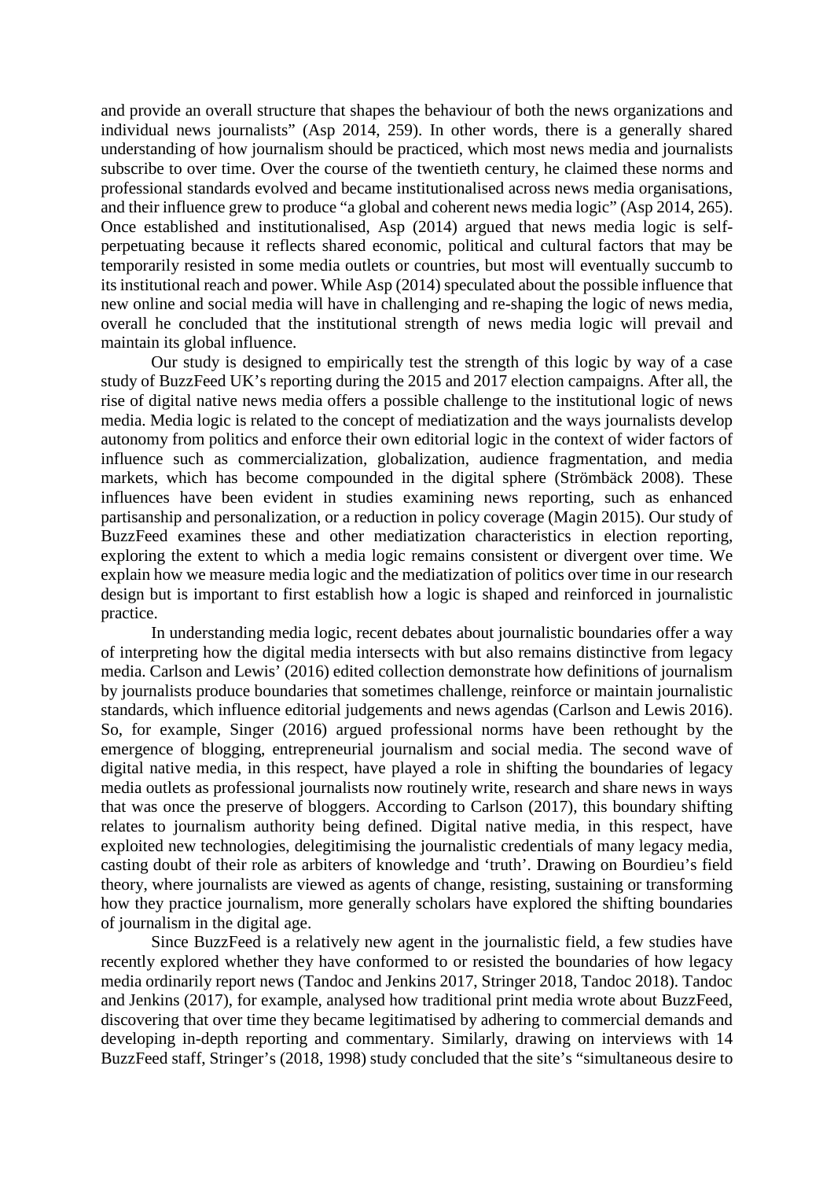and provide an overall structure that shapes the behaviour of both the news organizations and individual news journalists" (Asp 2014, 259). In other words, there is a generally shared understanding of how journalism should be practiced, which most news media and journalists subscribe to over time. Over the course of the twentieth century, he claimed these norms and professional standards evolved and became institutionalised across news media organisations, and their influence grew to produce "a global and coherent news media logic" (Asp 2014, 265). Once established and institutionalised, Asp (2014) argued that news media logic is self-perpetuating because it reflects shared economic, political and cultural factors that may be temporarily resisted in some media outlets or countries, but most will eventually succumb to its institutional reach and power. While Asp (2014) speculated about the possible influence that new online and social media will have in challenging and re-shaping the logic of news media, overall he concluded that the institutional strength of news media logic will prevail and maintain its global influence.

Our study is designed to empirically test the strength of this logic by way of a case study of BuzzFeed UK's reporting during the 2015 and 2017 election campaigns. After all, the rise of digital native news media offers a possible challenge to the institutional logic of news media. Media logic is related to the concept of mediatization and the ways journalists develop autonomy from politics and enforce their own editorial logic in the context of wider factors of influence such as commercialization, globalization, audience fragmentation, and media markets, which has become compounded in the digital sphere (Strömbäck 2008). These influences have been evident in studies examining news reporting, such as enhanced partisanship and personalization, or a reduction in policy coverage (Magin 2015). Our study of BuzzFeed examines these and other mediatization characteristics in election reporting, exploring the extent to which a media logic remains consistent or divergent over time. We explain how we measure media logic and the mediatization of politics over time in our research design but is important to first establish how a logic is shaped and reinforced in journalistic practice.

In understanding media logic, recent debates about journalistic boundaries offer a way of interpreting how the digital media intersects with but also remains distinctive from legacy media. Carlson and Lewis' (2016) edited collection demonstrate how definitions of journalism by journalists produce boundaries that sometimes challenge, reinforce or maintain journalistic standards, which influence editorial judgements and news agendas (Carlson and Lewis 2016). So, for example, Singer (2016) argued professional norms have been rethought by the emergence of blogging, entrepreneurial journalism and social media. The second wave of digital native media, in this respect, have played a role in shifting the boundaries of legacy media outlets as professional journalists now routinely write, research and share news in ways that was once the preserve of bloggers. According to Carlson (2017), this boundary shifting relates to journalism authority being defined. Digital native media, in this respect, have exploited new technologies, delegitimising the journalistic credentials of many legacy media, casting doubt of their role as arbiters of knowledge and 'truth'. Drawing on Bourdieu's field theory, where journalists are viewed as agents of change, resisting, sustaining or transforming how they practice journalism, more generally scholars have explored the shifting boundaries of journalism in the digital age.

Since BuzzFeed is a relatively new agent in the journalistic field, a few studies have recently explored whether they have conformed to or resisted the boundaries of how legacy media ordinarily report news (Tandoc and Jenkins 2017, Stringer 2018, Tandoc 2018). Tandoc and Jenkins (2017), for example, analysed how traditional print media wrote about BuzzFeed, discovering that over time they became legitimatised by adhering to commercial demands and developing in-depth reporting and commentary. Similarly, drawing on interviews with 14 BuzzFeed staff, Stringer's (2018, 1998) study concluded that the site's "simultaneous desire to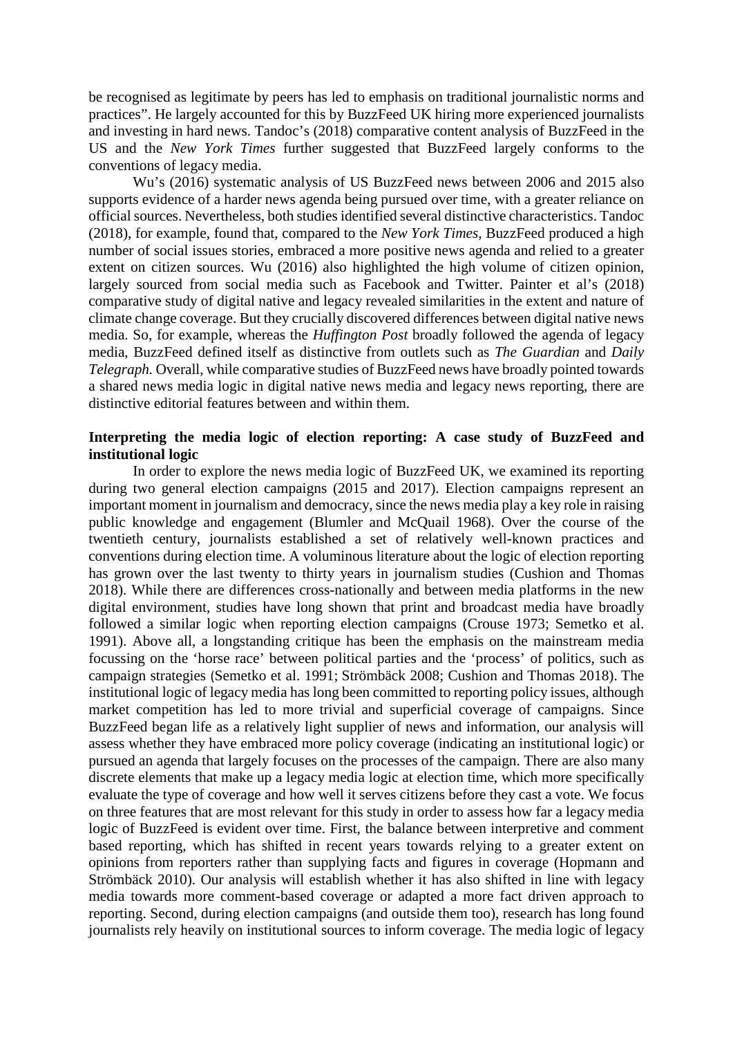be recognised as legitimate by peers has led to emphasis on traditional journalistic norms and practices". He largely accounted for this by BuzzFeed UK hiring more experienced journalists and investing in hard news. Tandoc's (2018) comparative content analysis of BuzzFeed in the US and the *New York Times* further suggested that BuzzFeed largely conforms to the conventions of legacy media.

Wu's (2016) systematic analysis of US BuzzFeed news between 2006 and 2015 also supports evidence of a harder news agenda being pursued over time, with a greater reliance on official sources. Nevertheless, both studies identified several distinctive characteristics. Tandoc (2018), for example, found that, compared to the *New York Times*, BuzzFeed produced a high number of social issues stories, embraced a more positive news agenda and relied to a greater extent on citizen sources. Wu (2016) also highlighted the high volume of citizen opinion, largely sourced from social media such as Facebook and Twitter. Painter et al's (2018) comparative study of digital native and legacy revealed similarities in the extent and nature of climate change coverage. But they crucially discovered differences between digital native news media. So, for example, whereas the *Huffington Post* broadly followed the agenda of legacy media, BuzzFeed defined itself as distinctive from outlets such as *The Guardian* and *Daily Telegraph.* Overall, while comparative studies of BuzzFeed news have broadly pointed towards a shared news media logic in digital native news media and legacy news reporting, there are distinctive editorial features between and within them.

**Interpreting the media logic of election reporting: A case study of BuzzFeed and institutional logic**

In order to explore the news media logic of BuzzFeed UK, we examined its reporting during two general election campaigns (2015 and 2017). Election campaigns represent an important moment in journalism and democracy, since the news media play a key role in raising public knowledge and engagement (Blumler and McQuail 1968). Over the course of the twentieth century, journalists established a set of relatively well-known practices and conventions during election time. A voluminous literature about the logic of election reporting has grown over the last twenty to thirty years in journalism studies (Cushion and Thomas 2018). While there are differences cross-nationally and between media platforms in the new digital environment, studies have long shown that print and broadcast media have broadly followed a similar logic when reporting election campaigns (Crouse 1973; Semetko et al. 1991). Above all, a longstanding critique has been the emphasis on the mainstream media focussing on the 'horse race' between political parties and the 'process' of politics, such as campaign strategies (Semetko et al. 1991; Strömbäck 2008; Cushion and Thomas 2018). The institutional logic of legacy media has long been committed to reporting policy issues, although market competition has led to more trivial and superficial coverage of campaigns. Since BuzzFeed began life as a relatively light supplier of news and information, our analysis will assess whether they have embraced more policy coverage (indicating an institutional logic) or pursued an agenda that largely focuses on the processes of the campaign. There are also many discrete elements that make up a legacy media logic at election time, which more specifically evaluate the type of coverage and how well it serves citizens before they cast a vote. We focus on three features that are most relevant for this study in order to assess how far a legacy media logic of BuzzFeed is evident over time. First, the balance between interpretive and comment based reporting, which has shifted in recent years towards relying to a greater extent on opinions from reporters rather than supplying facts and figures in coverage (Hopmann and Strömbäck 2010). Our analysis will establish whether it has also shifted in line with legacy media towards more comment-based coverage or adapted a more fact driven approach to reporting. Second, during election campaigns (and outside them too), research has long found journalists rely heavily on institutional sources to inform coverage. The media logic of legacy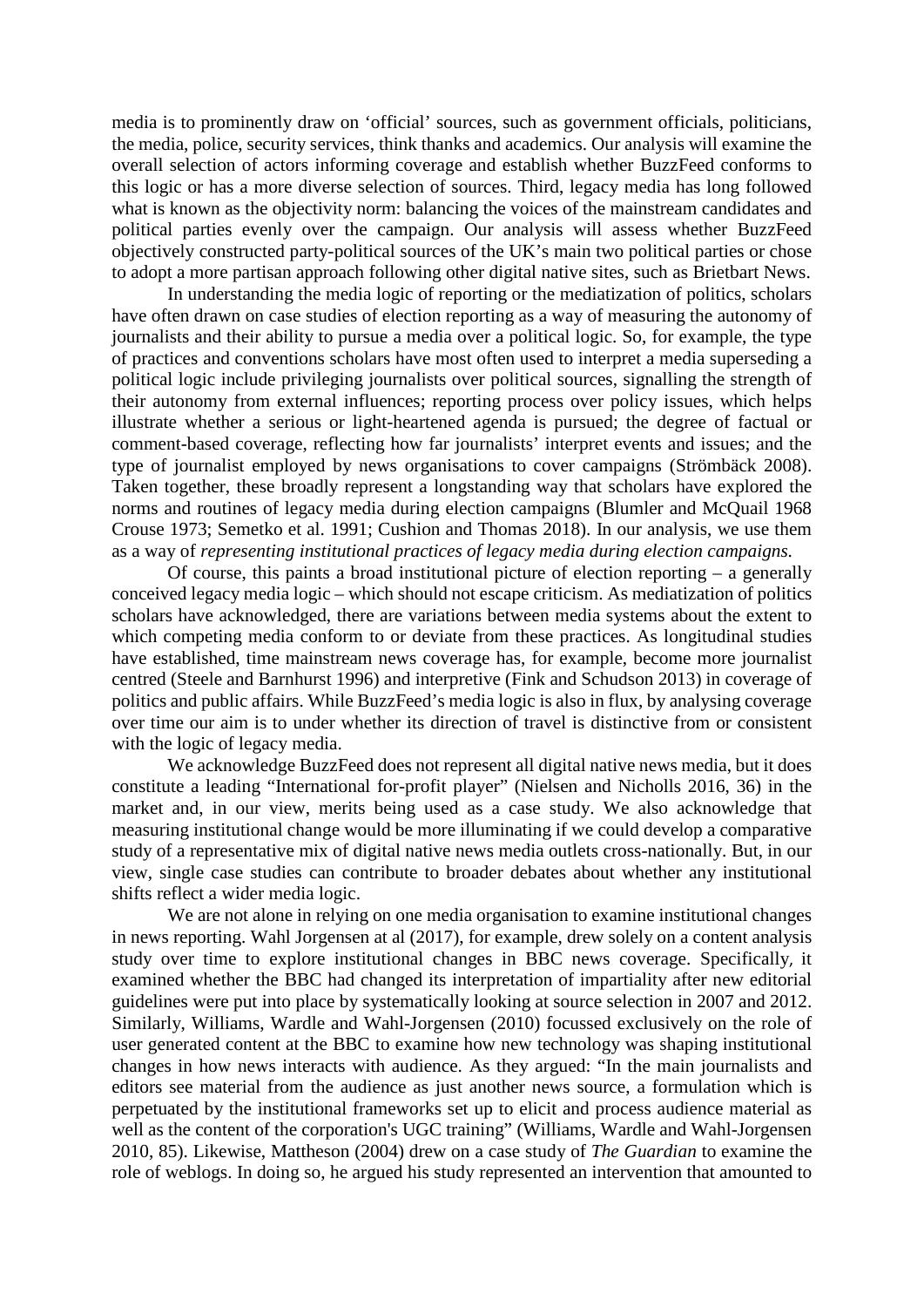media is to prominently draw on 'official' sources, such as government officials, politicians, the media, police, security services, think thanks and academics. Our analysis will examine the overall selection of actors informing coverage and establish whether BuzzFeed conforms to this logic or has a more diverse selection of sources. Third, legacy media has long followed what is known as the objectivity norm: balancing the voices of the mainstream candidates and political parties evenly over the campaign. Our analysis will assess whether BuzzFeed objectively constructed party-political sources of the UK's main two political parties or chose to adopt a more partisan approach following other digital native sites, such as Brietbart News.

In understanding the media logic of reporting or the mediatization of politics, scholars have often drawn on case studies of election reporting as a way of measuring the autonomy of journalists and their ability to pursue a media over a political logic. So, for example, the type of practices and conventions scholars have most often used to interpret a media superseding a political logic include privileging journalists over political sources, signalling the strength of their autonomy from external influences; reporting process over policy issues, which helps illustrate whether a serious or light-heartened agenda is pursued; the degree of factual or comment-based coverage, reflecting how far journalists' interpret events and issues; and the type of journalist employed by news organisations to cover campaigns (Strömbäck 2008). Taken together, these broadly represent a longstanding way that scholars have explored the norms and routines of legacy media during election campaigns (Blumler and McQuail 1968 Crouse 1973; Semetko et al. 1991; Cushion and Thomas 2018). In our analysis, we use them as a way of *representing institutional practices of legacy media during election campaigns*.

Of course, this paints a broad institutional picture of election reporting – a generally conceived legacy media logic – which should not escape criticism. As mediatization of politics scholars have acknowledged, there are variations between media systems about the extent to which competing media conform to or deviate from these practices. As longitudinal studies have established, time mainstream news coverage has, for example, become more journalist centred (Steele and Barnhurst 1996) and interpretive (Fink and Schudson 2013) in coverage of politics and public affairs. While BuzzFeed's media logic is also in flux, by analysing coverage over time our aim is to under whether its direction of travel is distinctive from or consistent with the logic of legacy media.

We acknowledge BuzzFeed does not represent all digital native news media, but it does constitute a leading "International for-profit player" (Nielsen and Nicholls 2016, 36) in the market and, in our view, merits being used as a case study. We also acknowledge that measuring institutional change would be more illuminating if we could develop a comparative study of a representative mix of digital native news media outlets cross-nationally. But, in our view, single case studies can contribute to broader debates about whether any institutional shifts reflect a wider media logic.

We are not alone in relying on one media organisation to examine institutional changes in news reporting. Wahl Jorgensen at al (2017), for example, drew solely on a content analysis study over time to explore institutional changes in BBC news coverage. Specifically, it examined whether the BBC had changed its interpretation of impartiality after new editorial guidelines were put into place by systematically looking at source selection in 2007 and 2012. Similarly, Williams, Wardle and Wahl-Jorgensen (2010) focussed exclusively on the role of user generated content at the BBC to examine how new technology was shaping institutional changes in how news interacts with audience. As they argued: "In the main journalists and editors see material from the audience as just another news source, a formulation which is perpetuated by the institutional frameworks set up to elicit and process audience material as well as the content of the corporation's UGC training" (Williams, Wardle and Wahl-Jorgensen 2010, 85). Likewise, Mattheson (2004) drew on a case study of *The Guardian* to examine the role of weblogs. In doing so, he argued his study represented an intervention that amounted to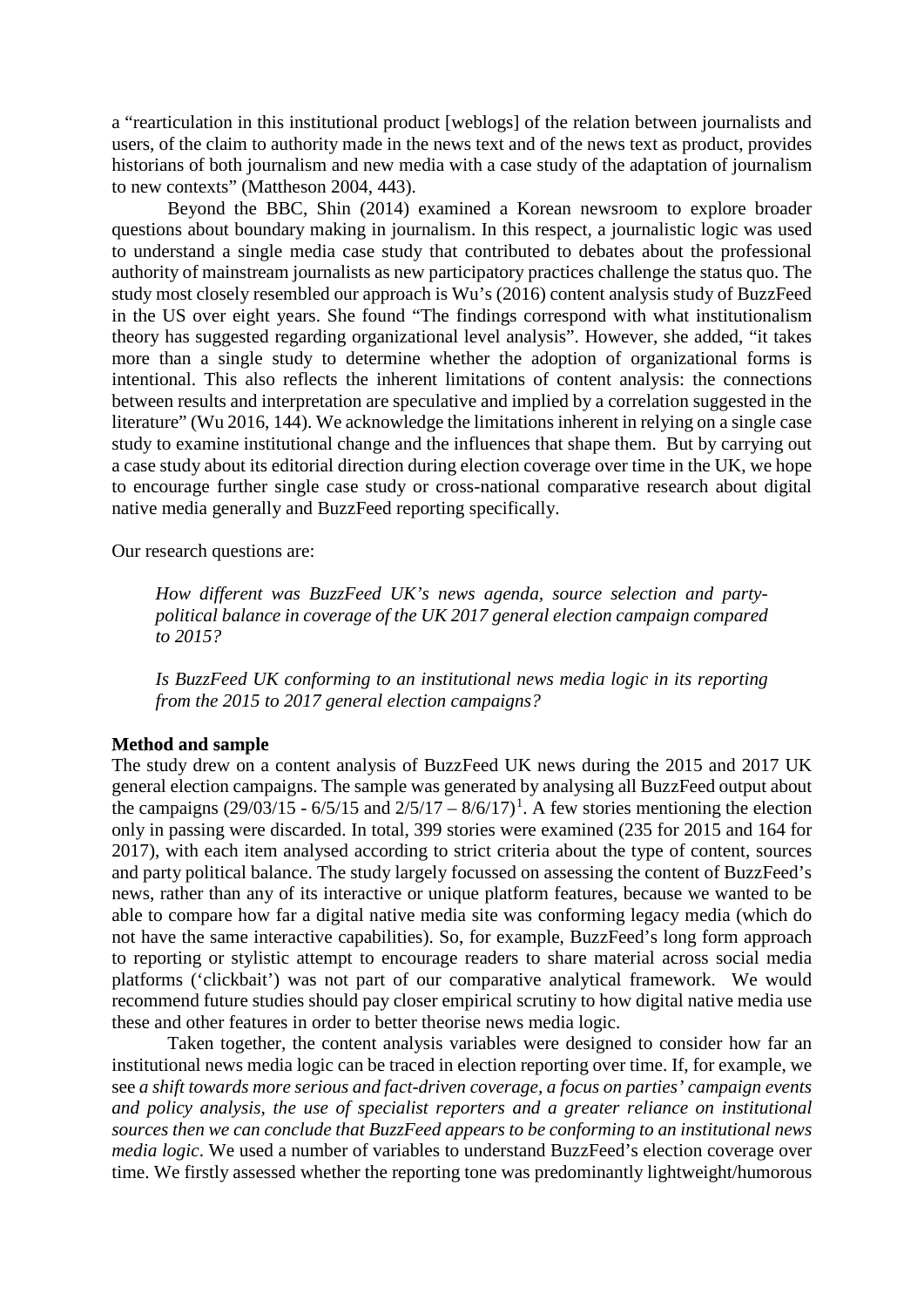a "rearticulation in this institutional product [weblogs] of the relation between journalists and users, of the claim to authority made in the news text and of the news text as product, provides historians of both journalism and new media with a case study of the adaptation of journalism to new contexts" (Mattheson 2004, 443).

Beyond the BBC, Shin (2014) examined a Korean newsroom to explore broader questions about boundary making in journalism. In this respect, a journalistic logic was used to understand a single media case study that contributed to debates about the professional authority of mainstream journalists as new participatory practices challenge the status quo. The study most closely resembled our approach is Wu's (2016) content analysis study of BuzzFeed in the US over eight years. She found "The findings correspond with what institutionalism theory has suggested regarding organizational level analysis". However, she added, "it takes more than a single study to determine whether the adoption of organizational forms is intentional. This also reflects the inherent limitations of content analysis: the connections between results and interpretation are speculative and implied by a correlation suggested in the literature" (Wu 2016, 144). We acknowledge the limitations inherent in relying on a single case study to examine institutional change and the influences that shape them. But by carrying out a case study about its editorial direction during election coverage over time in the UK, we hope to encourage further single case study or cross-national comparative research about digital native media generally and BuzzFeed reporting specifically.

Our research questions are:

> *How different was BuzzFeed UK's news agenda, source selection and party-political balance in coverage of the UK 2017 general election campaign compared to 2015?*
>
> *Is BuzzFeed UK conforming to an institutional news media logic in its reporting from the 2015 to 2017 general election campaigns?*

## Method and sample

The study drew on a content analysis of BuzzFeed UK news during the 2015 and 2017 UK general election campaigns. The sample was generated by analysing all BuzzFeed output about the campaigns (29/03/15 - 6/5/15 and 2/5/17 – 8/6/17)[1]. A few stories mentioning the election only in passing were discarded. In total, 399 stories were examined (235 for 2015 and 164 for 2017), with each item analysed according to strict criteria about the type of content, sources and party political balance. The study largely focussed on assessing the content of BuzzFeed's news, rather than any of its interactive or unique platform features, because we wanted to be able to compare how far a digital native media site was conforming legacy media (which do not have the same interactive capabilities). So, for example, BuzzFeed's long form approach to reporting or stylistic attempt to encourage readers to share material across social media platforms ('clickbait') was not part of our comparative analytical framework. We would recommend future studies should pay closer empirical scrutiny to how digital native media use these and other features in order to better theorise news media logic.

Taken together, the content analysis variables were designed to consider how far an institutional news media logic can be traced in election reporting over time. If, for example, we see *a shift towards more serious and fact-driven coverage, a focus on parties' campaign events and policy analysis, the use of specialist reporters and a greater reliance on institutional sources then we can conclude that BuzzFeed appears to be conforming to an institutional news media logic*. We used a number of variables to understand BuzzFeed's election coverage over time. We firstly assessed whether the reporting tone was predominantly lightweight/humorous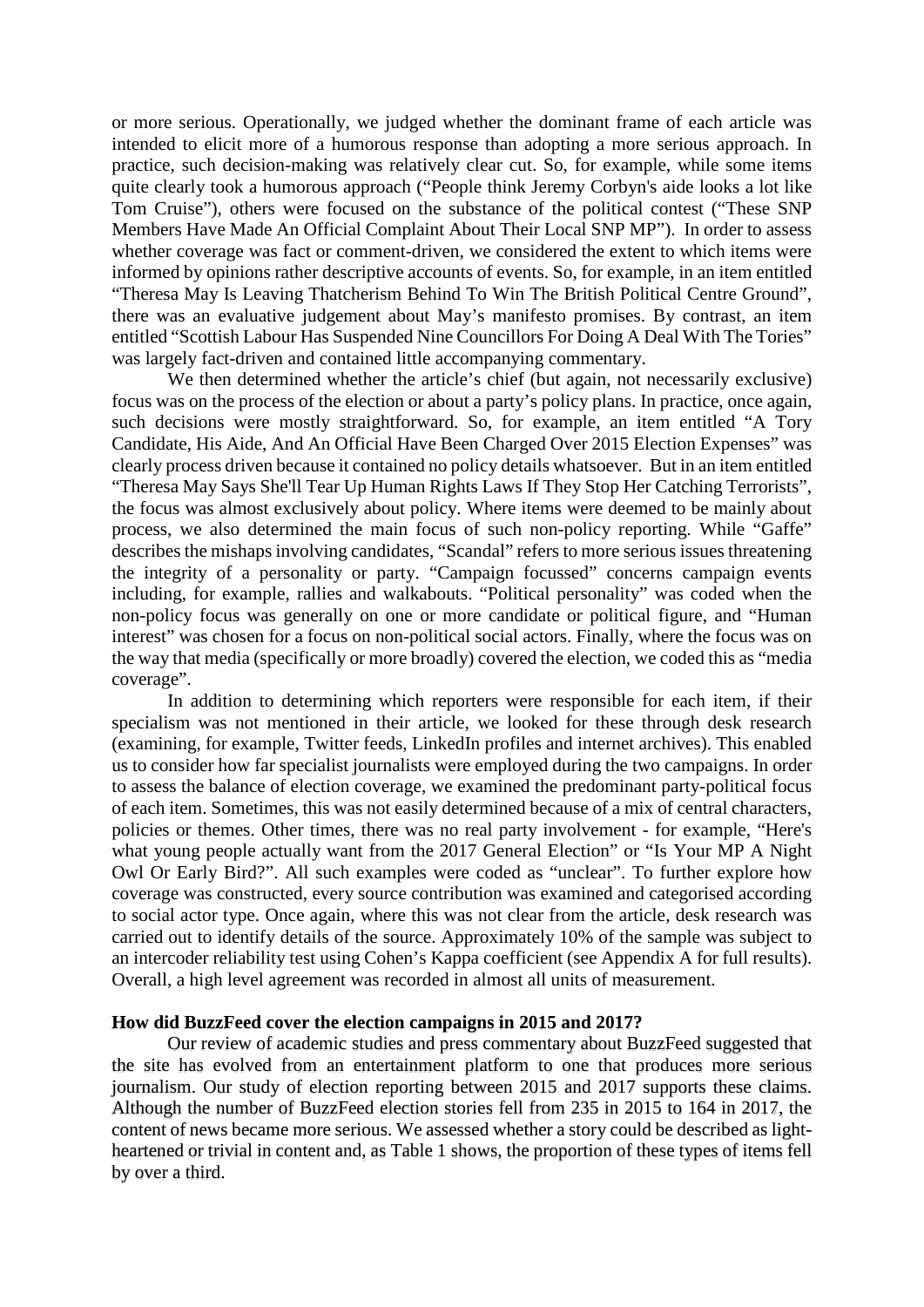or more serious. Operationally, we judged whether the dominant frame of each article was intended to elicit more of a humorous response than adopting a more serious approach. In practice, such decision-making was relatively clear cut. So, for example, while some items quite clearly took a humorous approach ("People think Jeremy Corbyn's aide looks a lot like Tom Cruise"), others were focused on the substance of the political contest ("These SNP Members Have Made An Official Complaint About Their Local SNP MP"). In order to assess whether coverage was fact or comment-driven, we considered the extent to which items were informed by opinions rather descriptive accounts of events. So, for example, in an item entitled "Theresa May Is Leaving Thatcherism Behind To Win The British Political Centre Ground", there was an evaluative judgement about May's manifesto promises. By contrast, an item entitled "Scottish Labour Has Suspended Nine Councillors For Doing A Deal With The Tories" was largely fact-driven and contained little accompanying commentary.

We then determined whether the article's chief (but again, not necessarily exclusive) focus was on the process of the election or about a party's policy plans. In practice, once again, such decisions were mostly straightforward. So, for example, an item entitled "A Tory Candidate, His Aide, And An Official Have Been Charged Over 2015 Election Expenses" was clearly process driven because it contained no policy details whatsoever. But in an item entitled "Theresa May Says She'll Tear Up Human Rights Laws If They Stop Her Catching Terrorists", the focus was almost exclusively about policy. Where items were deemed to be mainly about process, we also determined the main focus of such non-policy reporting. While "Gaffe" describes the mishaps involving candidates, "Scandal" refers to more serious issues threatening the integrity of a personality or party. "Campaign focussed" concerns campaign events including, for example, rallies and walkabouts. "Political personality" was coded when the non-policy focus was generally on one or more candidate or political figure, and "Human interest" was chosen for a focus on non-political social actors. Finally, where the focus was on the way that media (specifically or more broadly) covered the election, we coded this as "media coverage".

In addition to determining which reporters were responsible for each item, if their specialism was not mentioned in their article, we looked for these through desk research (examining, for example, Twitter feeds, LinkedIn profiles and internet archives). This enabled us to consider how far specialist journalists were employed during the two campaigns. In order to assess the balance of election coverage, we examined the predominant party-political focus of each item. Sometimes, this was not easily determined because of a mix of central characters, policies or themes. Other times, there was no real party involvement - for example, "Here's what young people actually want from the 2017 General Election" or "Is Your MP A Night Owl Or Early Bird?". All such examples were coded as "unclear". To further explore how coverage was constructed, every source contribution was examined and categorised according to social actor type. Once again, where this was not clear from the article, desk research was carried out to identify details of the source. Approximately 10% of the sample was subject to an intercoder reliability test using Cohen's Kappa coefficient (see Appendix A for full results). Overall, a high level agreement was recorded in almost all units of measurement.

**How did BuzzFeed cover the election campaigns in 2015 and 2017?**

Our review of academic studies and press commentary about BuzzFeed suggested that the site has evolved from an entertainment platform to one that produces more serious journalism. Our study of election reporting between 2015 and 2017 supports these claims. Although the number of BuzzFeed election stories fell from 235 in 2015 to 164 in 2017, the content of news became more serious. We assessed whether a story could be described as light-heartened or trivial in content and, as Table 1 shows, the proportion of these types of items fell by over a third.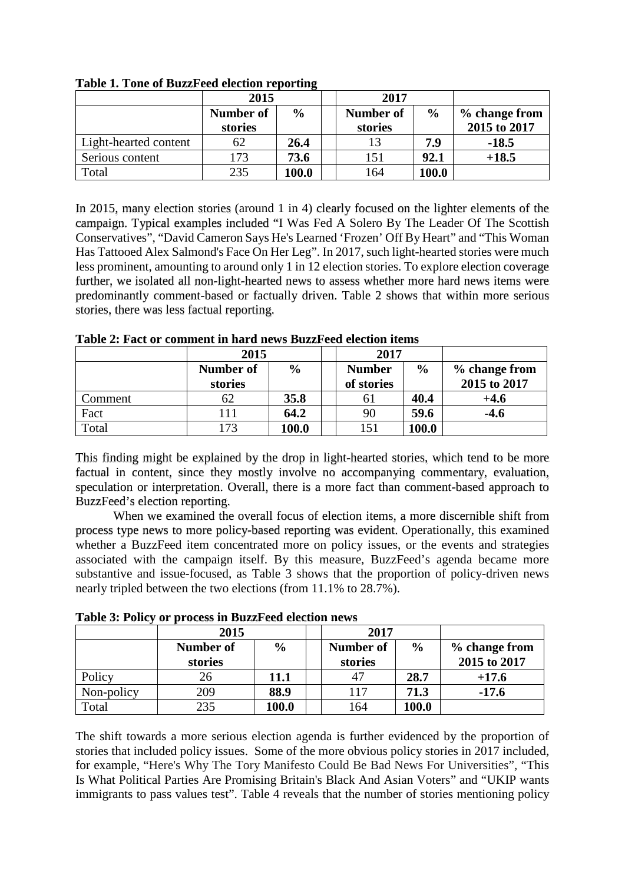**Table 1. Tone of BuzzFeed election reporting**

| | 2015 | | | 2017 | | |
|---|---|---|---|---|---|---|
| | Number of stories | % | | Number of stories | % | % change from 2015 to 2017 |
| Light-hearted content | 62 | **26.4** | | 13 | **7.9** | **-18.5** |
| Serious content | 173 | **73.6** | | 151 | **92.1** | **+18.5** |
| Total | 235 | **100.0** | | 164 | **100.0** | |

In 2015, many election stories (around 1 in 4) clearly focused on the lighter elements of the campaign. Typical examples included "I Was Fed A Solero By The Leader Of The Scottish Conservatives", "David Cameron Says He's Learned 'Frozen' Off By Heart" and "This Woman Has Tattooed Alex Salmond's Face On Her Leg". In 2017, such light-hearted stories were much less prominent, amounting to around only 1 in 12 election stories. To explore election coverage further, we isolated all non-light-hearted news to assess whether more hard news items were predominantly comment-based or factually driven. Table 2 shows that within more serious stories, there was less factual reporting.

**Table 2: Fact or comment in hard news BuzzFeed election items**

| | 2015 | | | 2017 | | |
|---|---|---|---|---|---|---|
| | Number of stories | % | | Number of stories | % | % change from 2015 to 2017 |
| Comment | 62 | **35.8** | | 61 | **40.4** | **+4.6** |
| Fact | 111 | **64.2** | | 90 | **59.6** | **-4.6** |
| Total | 173 | **100.0** | | 151 | **100.0** | |

This finding might be explained by the drop in light-hearted stories, which tend to be more factual in content, since they mostly involve no accompanying commentary, evaluation, speculation or interpretation. Overall, there is a more fact than comment-based approach to BuzzFeed's election reporting.

When we examined the overall focus of election items, a more discernible shift from process type news to more policy-based reporting was evident. Operationally, this examined whether a BuzzFeed item concentrated more on policy issues, or the events and strategies associated with the campaign itself. By this measure, BuzzFeed's agenda became more substantive and issue-focused, as Table 3 shows that the proportion of policy-driven news nearly tripled between the two elections (from 11.1% to 28.7%).

**Table 3: Policy or process in BuzzFeed election news**

| | 2015 | | | 2017 | | |
|---|---|---|---|---|---|---|
| | Number of stories | % | | Number of stories | % | % change from 2015 to 2017 |
| Policy | 26 | **11.1** | | 47 | **28.7** | **+17.6** |
| Non-policy | 209 | **88.9** | | 117 | **71.3** | **-17.6** |
| Total | 235 | **100.0** | | 164 | **100.0** | |

The shift towards a more serious election agenda is further evidenced by the proportion of stories that included policy issues. Some of the more obvious policy stories in 2017 included, for example, "Here's Why The Tory Manifesto Could Be Bad News For Universities", "This Is What Political Parties Are Promising Britain's Black And Asian Voters" and "UKIP wants immigrants to pass values test". Table 4 reveals that the number of stories mentioning policy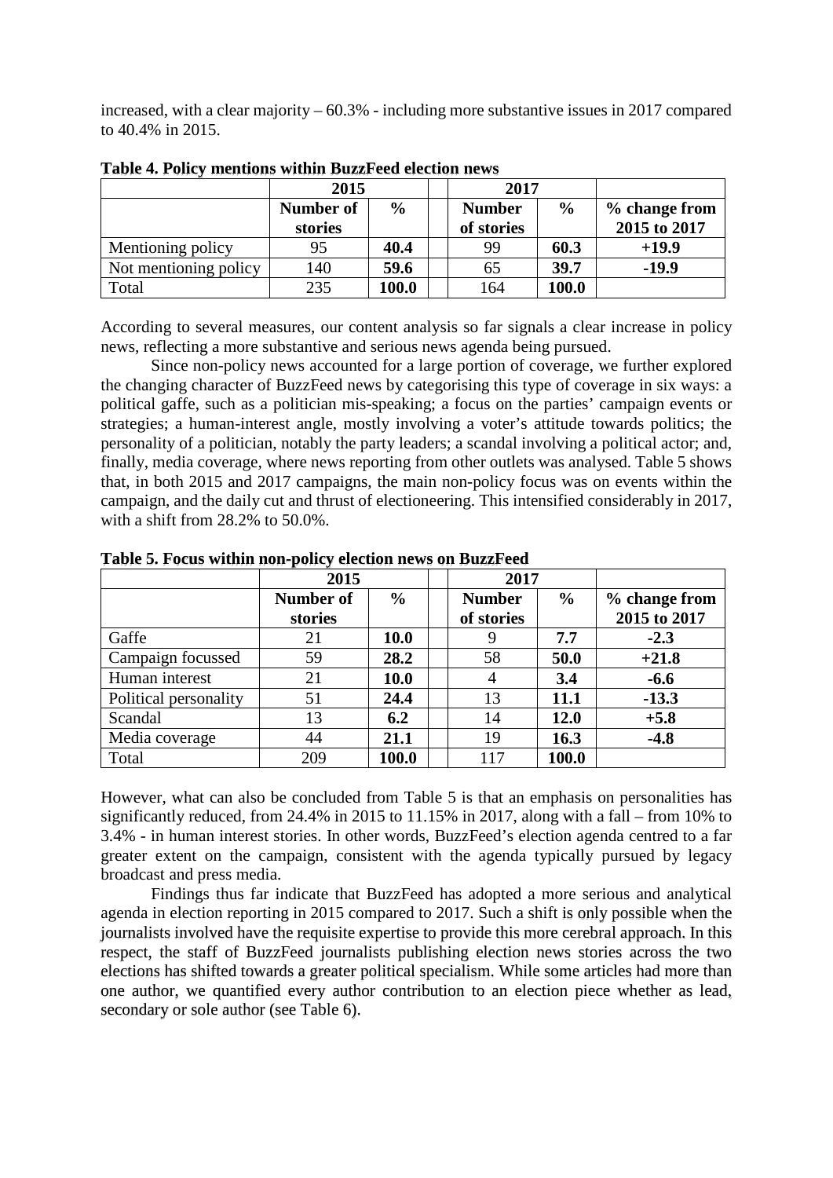increased, with a clear majority – 60.3% - including more substantive issues in 2017 compared to 40.4% in 2015.

**Table 4. Policy mentions within BuzzFeed election news**

| | 2015 | | | 2017 | | |
|---|---|---|---|---|---|---|
| | **Number of stories** | **%** | | **Number of stories** | **%** | **% change from 2015 to 2017** |
| Mentioning policy | 95 | **40.4** | | 99 | **60.3** | **+19.9** |
| Not mentioning policy | 140 | **59.6** | | 65 | **39.7** | **-19.9** |
| Total | 235 | **100.0** | | 164 | **100.0** | |

According to several measures, our content analysis so far signals a clear increase in policy news, reflecting a more substantive and serious news agenda being pursued.

Since non-policy news accounted for a large portion of coverage, we further explored the changing character of BuzzFeed news by categorising this type of coverage in six ways: a political gaffe, such as a politician mis-speaking; a focus on the parties' campaign events or strategies; a human-interest angle, mostly involving a voter's attitude towards politics; the personality of a politician, notably the party leaders; a scandal involving a political actor; and, finally, media coverage, where news reporting from other outlets was analysed. Table 5 shows that, in both 2015 and 2017 campaigns, the main non-policy focus was on events within the campaign, and the daily cut and thrust of electioneering. This intensified considerably in 2017, with a shift from 28.2% to 50.0%.

**Table 5. Focus within non-policy election news on BuzzFeed**

| | 2015 | | | 2017 | | |
|---|---|---|---|---|---|---|
| | **Number of stories** | **%** | | **Number of stories** | **%** | **% change from 2015 to 2017** |
| Gaffe | 21 | **10.0** | | 9 | **7.7** | **-2.3** |
| Campaign focussed | 59 | **28.2** | | 58 | **50.0** | **+21.8** |
| Human interest | 21 | **10.0** | | 4 | **3.4** | **-6.6** |
| Political personality | 51 | **24.4** | | 13 | **11.1** | **-13.3** |
| Scandal | 13 | **6.2** | | 14 | **12.0** | **+5.8** |
| Media coverage | 44 | **21.1** | | 19 | **16.3** | **-4.8** |
| Total | 209 | **100.0** | | 117 | **100.0** | |

However, what can also be concluded from Table 5 is that an emphasis on personalities has significantly reduced, from 24.4% in 2015 to 11.15% in 2017, along with a fall – from 10% to 3.4% - in human interest stories. In other words, BuzzFeed's election agenda centred to a far greater extent on the campaign, consistent with the agenda typically pursued by legacy broadcast and press media.

Findings thus far indicate that BuzzFeed has adopted a more serious and analytical agenda in election reporting in 2015 compared to 2017. Such a shift is only possible when the journalists involved have the requisite expertise to provide this more cerebral approach. In this respect, the staff of BuzzFeed journalists publishing election news stories across the two elections has shifted towards a greater political specialism. While some articles had more than one author, we quantified every author contribution to an election piece whether as lead, secondary or sole author (see Table 6).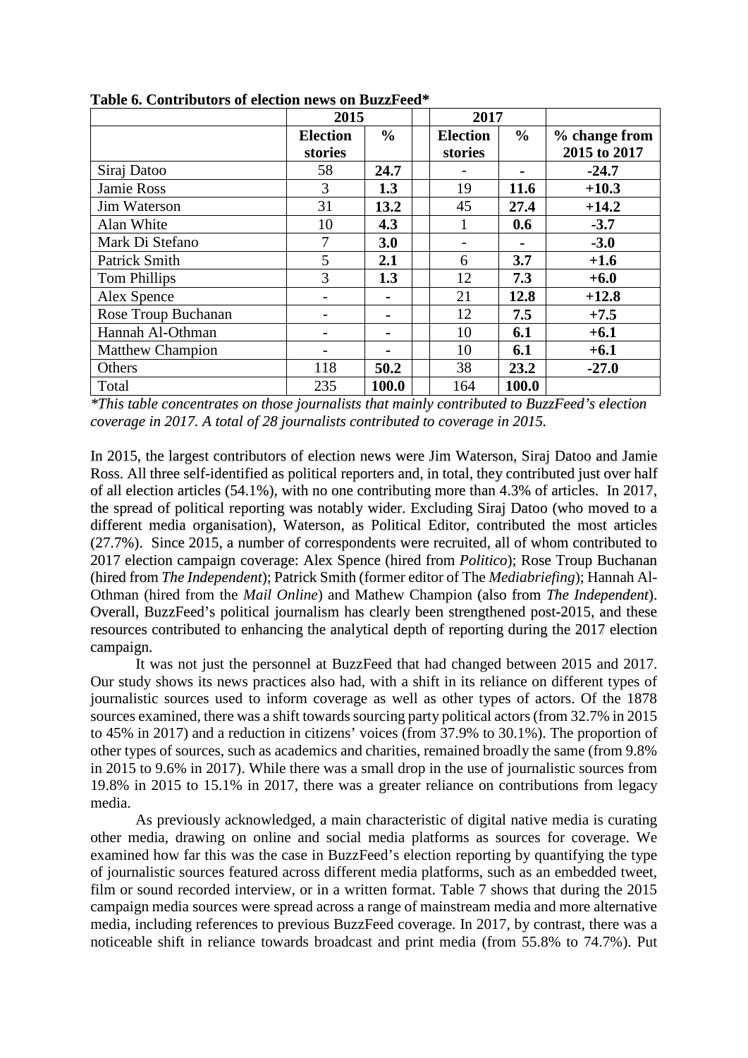**Table 6. Contributors of election news on BuzzFeed***

| | 2015 | | | 2017 | | |
|---|---|---|---|---|---|---|
| | Election stories | % | | Election stories | % | % change from 2015 to 2017 |
| Siraj Datoo | 58 | **24.7** | | - | **-** | **-24.7** |
| Jamie Ross | 3 | **1.3** | | 19 | **11.6** | **+10.3** |
| Jim Waterson | 31 | **13.2** | | 45 | **27.4** | **+14.2** |
| Alan White | 10 | **4.3** | | 1 | **0.6** | **-3.7** |
| Mark Di Stefano | 7 | **3.0** | | - | **-** | **-3.0** |
| Patrick Smith | 5 | **2.1** | | 6 | **3.7** | **+1.6** |
| Tom Phillips | 3 | **1.3** | | 12 | **7.3** | **+6.0** |
| Alex Spence | - | **-** | | 21 | **12.8** | **+12.8** |
| Rose Troup Buchanan | - | **-** | | 12 | **7.5** | **+7.5** |
| Hannah Al-Othman | - | **-** | | 10 | **6.1** | **+6.1** |
| Matthew Champion | - | **-** | | 10 | **6.1** | **+6.1** |
| Others | 118 | **50.2** | | 38 | **23.2** | **-27.0** |
| Total | 235 | **100.0** | | 164 | **100.0** | |

*\*This table concentrates on those journalists that mainly contributed to BuzzFeed's election coverage in 2017. A total of 28 journalists contributed to coverage in 2015.*

In 2015, the largest contributors of election news were Jim Waterson, Siraj Datoo and Jamie Ross. All three self-identified as political reporters and, in total, they contributed just over half of all election articles (54.1%), with no one contributing more than 4.3% of articles. In 2017, the spread of political reporting was notably wider. Excluding Siraj Datoo (who moved to a different media organisation), Waterson, as Political Editor, contributed the most articles (27.7%). Since 2015, a number of correspondents were recruited, all of whom contributed to 2017 election campaign coverage: Alex Spence (hired from *Politico*); Rose Troup Buchanan (hired from *The Independent*); Patrick Smith (former editor of The *Mediabriefing*); Hannah Al-Othman (hired from the *Mail Online*) and Mathew Champion (also from *The Independent*). Overall, BuzzFeed's political journalism has clearly been strengthened post-2015, and these resources contributed to enhancing the analytical depth of reporting during the 2017 election campaign.

It was not just the personnel at BuzzFeed that had changed between 2015 and 2017. Our study shows its news practices also had, with a shift in its reliance on different types of journalistic sources used to inform coverage as well as other types of actors. Of the 1878 sources examined, there was a shift towards sourcing party political actors (from 32.7% in 2015 to 45% in 2017) and a reduction in citizens' voices (from 37.9% to 30.1%). The proportion of other types of sources, such as academics and charities, remained broadly the same (from 9.8% in 2015 to 9.6% in 2017). While there was a small drop in the use of journalistic sources from 19.8% in 2015 to 15.1% in 2017, there was a greater reliance on contributions from legacy media.

As previously acknowledged, a main characteristic of digital native media is curating other media, drawing on online and social media platforms as sources for coverage. We examined how far this was the case in BuzzFeed's election reporting by quantifying the type of journalistic sources featured across different media platforms, such as an embedded tweet, film or sound recorded interview, or in a written format. Table 7 shows that during the 2015 campaign media sources were spread across a range of mainstream media and more alternative media, including references to previous BuzzFeed coverage. In 2017, by contrast, there was a noticeable shift in reliance towards broadcast and print media (from 55.8% to 74.7%). Put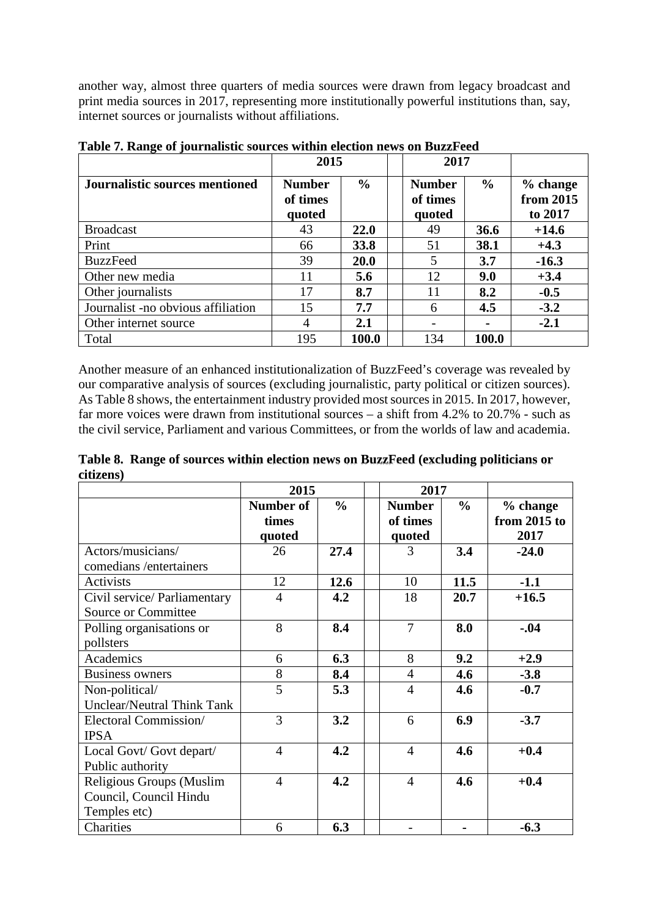another way, almost three quarters of media sources were drawn from legacy broadcast and print media sources in 2017, representing more institutionally powerful institutions than, say, internet sources or journalists without affiliations.

**Table 7. Range of journalistic sources within election news on BuzzFeed**

| | 2015 | | | 2017 | | |
|---|---|---|---|---|---|---|
| **Journalistic sources mentioned** | **Number of times quoted** | **%** | | **Number of times quoted** | **%** | **% change from 2015 to 2017** |
| Broadcast | 43 | **22.0** | | 49 | **36.6** | **+14.6** |
| Print | 66 | **33.8** | | 51 | **38.1** | **+4.3** |
| BuzzFeed | 39 | **20.0** | | 5 | **3.7** | **-16.3** |
| Other new media | 11 | **5.6** | | 12 | **9.0** | **+3.4** |
| Other journalists | 17 | **8.7** | | 11 | **8.2** | **-0.5** |
| Journalist -no obvious affiliation | 15 | **7.7** | | 6 | **4.5** | **-3.2** |
| Other internet source | 4 | **2.1** | | - | - | **-2.1** |
| Total | 195 | **100.0** | | 134 | **100.0** | |

Another measure of an enhanced institutionalization of BuzzFeed's coverage was revealed by our comparative analysis of sources (excluding journalistic, party political or citizen sources). As Table 8 shows, the entertainment industry provided most sources in 2015. In 2017, however, far more voices were drawn from institutional sources – a shift from 4.2% to 20.7% - such as the civil service, Parliament and various Committees, or from the worlds of law and academia.

**Table 8. Range of sources within election news on BuzzFeed (excluding politicians or citizens)**

| | 2015 | | | 2017 | | |
|---|---|---|---|---|---|---|
| | **Number of times quoted** | **%** | | **Number of times quoted** | **%** | **% change from 2015 to 2017** |
| Actors/musicians/ comedians /entertainers | 26 | **27.4** | | 3 | **3.4** | **-24.0** |
| Activists | 12 | **12.6** | | 10 | **11.5** | **-1.1** |
| Civil service/ Parliamentary Source or Committee | 4 | **4.2** | | 18 | **20.7** | **+16.5** |
| Polling organisations or pollsters | 8 | **8.4** | | 7 | **8.0** | **-.04** |
| Academics | 6 | **6.3** | | 8 | **9.2** | **+2.9** |
| Business owners | 8 | **8.4** | | 4 | **4.6** | **-3.8** |
| Non-political/ Unclear/Neutral Think Tank | 5 | **5.3** | | 4 | **4.6** | **-0.7** |
| Electoral Commission/ IPSA | 3 | **3.2** | | 6 | **6.9** | **-3.7** |
| Local Govt/ Govt depart/ Public authority | 4 | **4.2** | | 4 | **4.6** | **+0.4** |
| Religious Groups (Muslim Council, Council Hindu Temples etc) | 4 | **4.2** | | 4 | **4.6** | **+0.4** |
| Charities | 6 | **6.3** | | - | - | **-6.3** |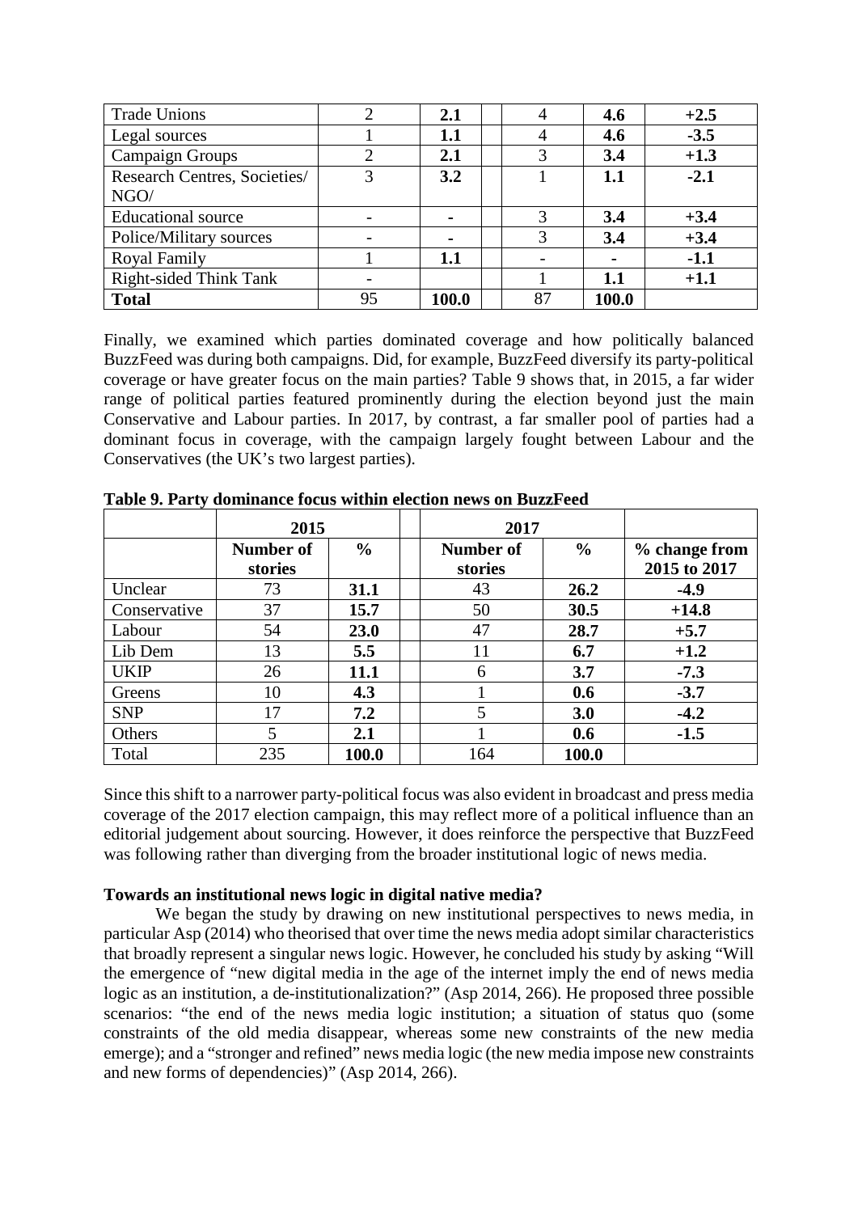| Trade Unions | 2 | **2.1** | | 4 | **4.6** | **+2.5** |
|---|---|---|---|---|---|---|
| Legal sources | 1 | **1.1** | | 4 | **4.6** | **-3.5** |
| Campaign Groups | 2 | **2.1** | | 3 | **3.4** | **+1.3** |
| Research Centres, Societies/ NGO/ | 3 | **3.2** | | 1 | **1.1** | **-2.1** |
| Educational source | - | **-** | | 3 | **3.4** | **+3.4** |
| Police/Military sources | - | **-** | | 3 | **3.4** | **+3.4** |
| Royal Family | 1 | **1.1** | | - | **-** | **-1.1** |
| Right-sided Think Tank | - | | | 1 | **1.1** | **+1.1** |
| **Total** | 95 | **100.0** | | 87 | **100.0** | |

Finally, we examined which parties dominated coverage and how politically balanced BuzzFeed was during both campaigns. Did, for example, BuzzFeed diversify its party-political coverage or have greater focus on the main parties? Table 9 shows that, in 2015, a far wider range of political parties featured prominently during the election beyond just the main Conservative and Labour parties. In 2017, by contrast, a far smaller pool of parties had a dominant focus in coverage, with the campaign largely fought between Labour and the Conservatives (the UK's two largest parties).

**Table 9. Party dominance focus within election news on BuzzFeed**

| | 2015 | | | 2017 | | |
|---|---|---|---|---|---|---|
| | **Number of stories** | **%** | | **Number of stories** | **%** | **% change from 2015 to 2017** |
| Unclear | 73 | **31.1** | | 43 | **26.2** | **-4.9** |
| Conservative | 37 | **15.7** | | 50 | **30.5** | **+14.8** |
| Labour | 54 | **23.0** | | 47 | **28.7** | **+5.7** |
| Lib Dem | 13 | **5.5** | | 11 | **6.7** | **+1.2** |
| UKIP | 26 | **11.1** | | 6 | **3.7** | **-7.3** |
| Greens | 10 | **4.3** | | 1 | **0.6** | **-3.7** |
| SNP | 17 | **7.2** | | 5 | **3.0** | **-4.2** |
| Others | 5 | **2.1** | | 1 | **0.6** | **-1.5** |
| Total | 235 | **100.0** | | 164 | **100.0** | |

Since this shift to a narrower party-political focus was also evident in broadcast and press media coverage of the 2017 election campaign, this may reflect more of a political influence than an editorial judgement about sourcing. However, it does reinforce the perspective that BuzzFeed was following rather than diverging from the broader institutional logic of news media.

**Towards an institutional news logic in digital native media?**

We began the study by drawing on new institutional perspectives to news media, in particular Asp (2014) who theorised that over time the news media adopt similar characteristics that broadly represent a singular news logic. However, he concluded his study by asking "Will the emergence of "new digital media in the age of the internet imply the end of news media logic as an institution, a de-institutionalization?" (Asp 2014, 266). He proposed three possible scenarios: "the end of the news media logic institution; a situation of status quo (some constraints of the old media disappear, whereas some new constraints of the new media emerge); and a "stronger and refined" news media logic (the new media impose new constraints and new forms of dependencies)" (Asp 2014, 266).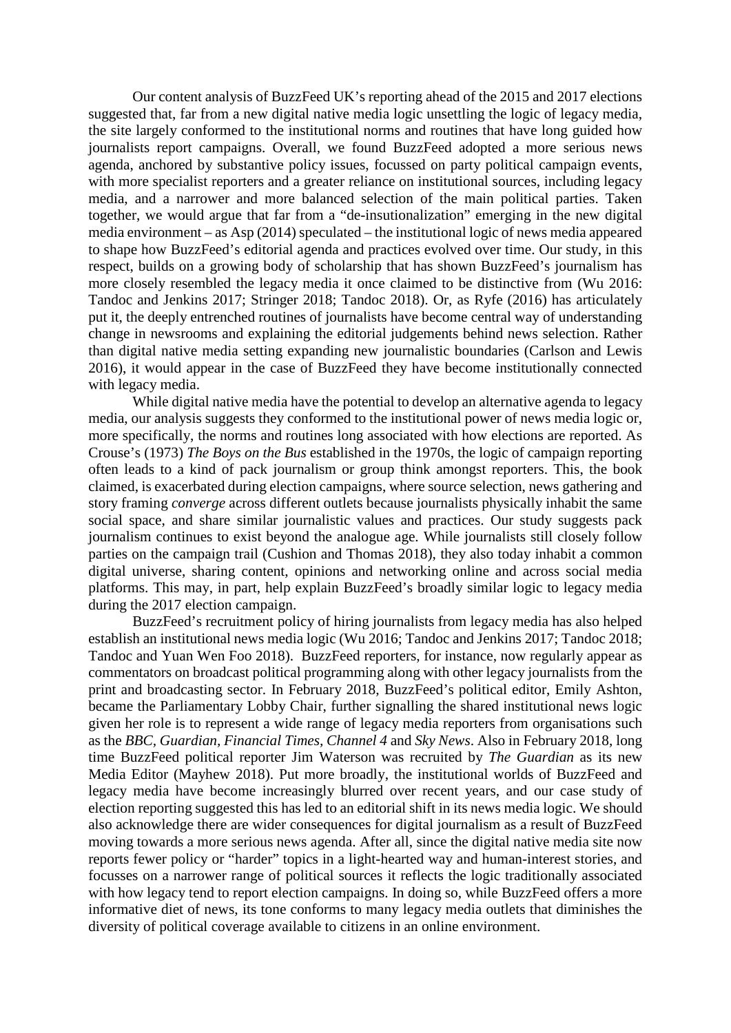Our content analysis of BuzzFeed UK's reporting ahead of the 2015 and 2017 elections suggested that, far from a new digital native media logic unsettling the logic of legacy media, the site largely conformed to the institutional norms and routines that have long guided how journalists report campaigns. Overall, we found BuzzFeed adopted a more serious news agenda, anchored by substantive policy issues, focussed on party political campaign events, with more specialist reporters and a greater reliance on institutional sources, including legacy media, and a narrower and more balanced selection of the main political parties. Taken together, we would argue that far from a "de-insutionalization" emerging in the new digital media environment – as Asp (2014) speculated – the institutional logic of news media appeared to shape how BuzzFeed's editorial agenda and practices evolved over time. Our study, in this respect, builds on a growing body of scholarship that has shown BuzzFeed's journalism has more closely resembled the legacy media it once claimed to be distinctive from (Wu 2016: Tandoc and Jenkins 2017; Stringer 2018; Tandoc 2018). Or, as Ryfe (2016) has articulately put it, the deeply entrenched routines of journalists have become central way of understanding change in newsrooms and explaining the editorial judgements behind news selection. Rather than digital native media setting expanding new journalistic boundaries (Carlson and Lewis 2016), it would appear in the case of BuzzFeed they have become institutionally connected with legacy media.

While digital native media have the potential to develop an alternative agenda to legacy media, our analysis suggests they conformed to the institutional power of news media logic or, more specifically, the norms and routines long associated with how elections are reported. As Crouse's (1973) *The Boys on the Bus* established in the 1970s, the logic of campaign reporting often leads to a kind of pack journalism or group think amongst reporters. This, the book claimed, is exacerbated during election campaigns, where source selection, news gathering and story framing *converge* across different outlets because journalists physically inhabit the same social space, and share similar journalistic values and practices. Our study suggests pack journalism continues to exist beyond the analogue age. While journalists still closely follow parties on the campaign trail (Cushion and Thomas 2018), they also today inhabit a common digital universe, sharing content, opinions and networking online and across social media platforms. This may, in part, help explain BuzzFeed's broadly similar logic to legacy media during the 2017 election campaign.

BuzzFeed's recruitment policy of hiring journalists from legacy media has also helped establish an institutional news media logic (Wu 2016; Tandoc and Jenkins 2017; Tandoc 2018; Tandoc and Yuan Wen Foo 2018). BuzzFeed reporters, for instance, now regularly appear as commentators on broadcast political programming along with other legacy journalists from the print and broadcasting sector. In February 2018, BuzzFeed's political editor, Emily Ashton, became the Parliamentary Lobby Chair, further signalling the shared institutional news logic given her role is to represent a wide range of legacy media reporters from organisations such as the *BBC, Guardian, Financial Times, Channel 4* and *Sky News*. Also in February 2018, long time BuzzFeed political reporter Jim Waterson was recruited by *The Guardian* as its new Media Editor (Mayhew 2018). Put more broadly, the institutional worlds of BuzzFeed and legacy media have become increasingly blurred over recent years, and our case study of election reporting suggested this has led to an editorial shift in its news media logic. We should also acknowledge there are wider consequences for digital journalism as a result of BuzzFeed moving towards a more serious news agenda. After all, since the digital native media site now reports fewer policy or "harder" topics in a light-hearted way and human-interest stories, and focusses on a narrower range of political sources it reflects the logic traditionally associated with how legacy tend to report election campaigns. In doing so, while BuzzFeed offers a more informative diet of news, its tone conforms to many legacy media outlets that diminishes the diversity of political coverage available to citizens in an online environment.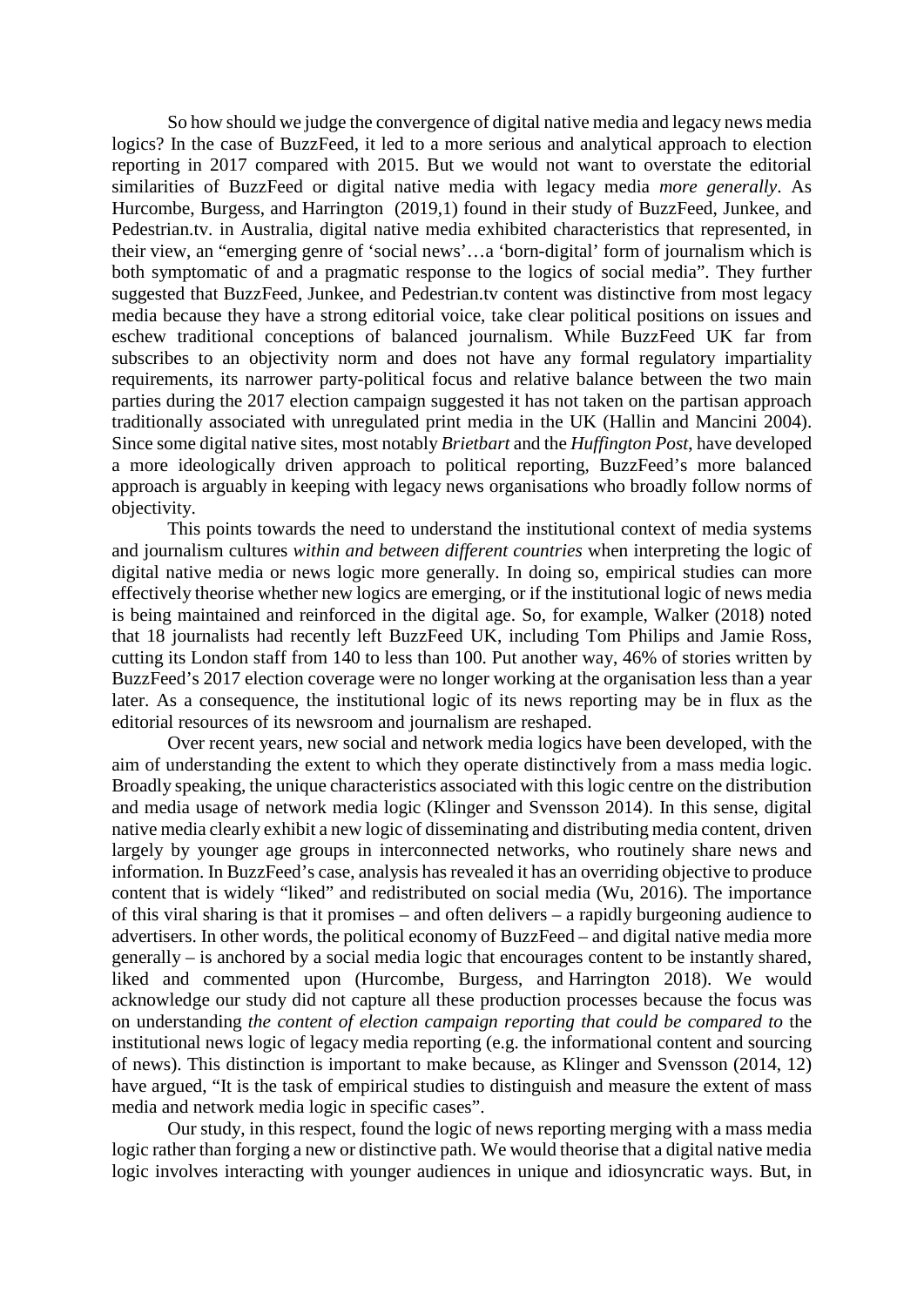So how should we judge the convergence of digital native media and legacy news media logics? In the case of BuzzFeed, it led to a more serious and analytical approach to election reporting in 2017 compared with 2015. But we would not want to overstate the editorial similarities of BuzzFeed or digital native media with legacy media *more generally*. As Hurcombe, Burgess, and Harrington (2019,1) found in their study of BuzzFeed, Junkee, and Pedestrian.tv. in Australia, digital native media exhibited characteristics that represented, in their view, an "emerging genre of 'social news'…a 'born-digital' form of journalism which is both symptomatic of and a pragmatic response to the logics of social media". They further suggested that BuzzFeed, Junkee, and Pedestrian.tv content was distinctive from most legacy media because they have a strong editorial voice, take clear political positions on issues and eschew traditional conceptions of balanced journalism. While BuzzFeed UK far from subscribes to an objectivity norm and does not have any formal regulatory impartiality requirements, its narrower party-political focus and relative balance between the two main parties during the 2017 election campaign suggested it has not taken on the partisan approach traditionally associated with unregulated print media in the UK (Hallin and Mancini 2004). Since some digital native sites, most notably *Brietbart* and the *Huffington Post*, have developed a more ideologically driven approach to political reporting, BuzzFeed's more balanced approach is arguably in keeping with legacy news organisations who broadly follow norms of objectivity.

This points towards the need to understand the institutional context of media systems and journalism cultures *within and between different countries* when interpreting the logic of digital native media or news logic more generally. In doing so, empirical studies can more effectively theorise whether new logics are emerging, or if the institutional logic of news media is being maintained and reinforced in the digital age. So, for example, Walker (2018) noted that 18 journalists had recently left BuzzFeed UK, including Tom Philips and Jamie Ross, cutting its London staff from 140 to less than 100. Put another way, 46% of stories written by BuzzFeed's 2017 election coverage were no longer working at the organisation less than a year later. As a consequence, the institutional logic of its news reporting may be in flux as the editorial resources of its newsroom and journalism are reshaped.

Over recent years, new social and network media logics have been developed, with the aim of understanding the extent to which they operate distinctively from a mass media logic. Broadly speaking, the unique characteristics associated with this logic centre on the distribution and media usage of network media logic (Klinger and Svensson 2014). In this sense, digital native media clearly exhibit a new logic of disseminating and distributing media content, driven largely by younger age groups in interconnected networks, who routinely share news and information. In BuzzFeed's case, analysis has revealed it has an overriding objective to produce content that is widely "liked" and redistributed on social media (Wu, 2016). The importance of this viral sharing is that it promises – and often delivers – a rapidly burgeoning audience to advertisers. In other words, the political economy of BuzzFeed – and digital native media more generally – is anchored by a social media logic that encourages content to be instantly shared, liked and commented upon (Hurcombe, Burgess, and Harrington 2018). We would acknowledge our study did not capture all these production processes because the focus was on understanding *the content of election campaign reporting that could be compared to* the institutional news logic of legacy media reporting (e.g. the informational content and sourcing of news). This distinction is important to make because, as Klinger and Svensson (2014, 12) have argued, "It is the task of empirical studies to distinguish and measure the extent of mass media and network media logic in specific cases".

Our study, in this respect, found the logic of news reporting merging with a mass media logic rather than forging a new or distinctive path. We would theorise that a digital native media logic involves interacting with younger audiences in unique and idiosyncratic ways. But, in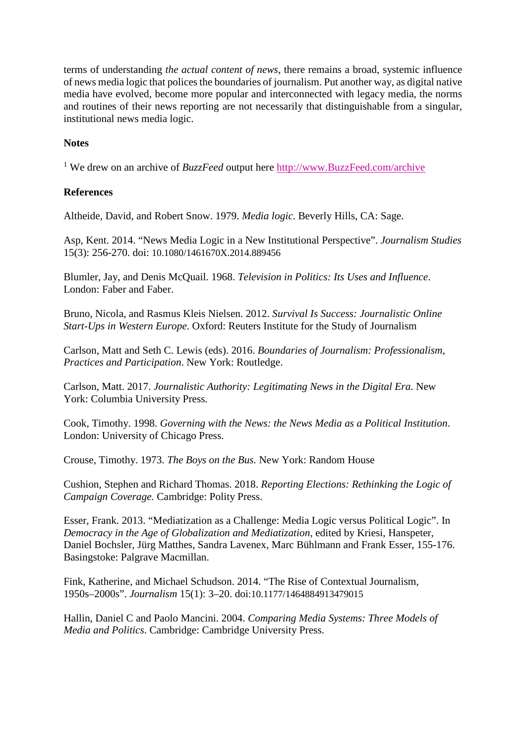terms of understanding *the actual content of news*, there remains a broad, systemic influence of news media logic that polices the boundaries of journalism. Put another way, as digital native media have evolved, become more popular and interconnected with legacy media, the norms and routines of their news reporting are not necessarily that distinguishable from a singular, institutional news media logic.

**Notes**

[1] We drew on an archive of *BuzzFeed* output here http://www.BuzzFeed.com/archive

**References**

Altheide, David, and Robert Snow. 1979. *Media logic*. Beverly Hills, CA: Sage.

Asp, Kent. 2014. "News Media Logic in a New Institutional Perspective". *Journalism Studies* 15(3): 256-270. doi: 10.1080/1461670X.2014.889456

Blumler, Jay, and Denis McQuail. 1968. *Television in Politics: Its Uses and Influence*. London: Faber and Faber.

Bruno, Nicola, and Rasmus Kleis Nielsen. 2012. *Survival Is Success: Journalistic Online Start-Ups in Western Europe*. Oxford: Reuters Institute for the Study of Journalism

Carlson, Matt and Seth C. Lewis (eds). 2016. *Boundaries of Journalism: Professionalism, Practices and Participation*. New York: Routledge.

Carlson, Matt. 2017. *Journalistic Authority: Legitimating News in the Digital Era*. New York: Columbia University Press.

Cook, Timothy. 1998. *Governing with the News: the News Media as a Political Institution*. London: University of Chicago Press.

Crouse, Timothy. 1973. *The Boys on the Bus.* New York: Random House

Cushion, Stephen and Richard Thomas. 2018. *Reporting Elections: Rethinking the Logic of Campaign Coverage.* Cambridge: Polity Press.

Esser, Frank. 2013. "Mediatization as a Challenge: Media Logic versus Political Logic". In *Democracy in the Age of Globalization and Mediatization,* edited by Kriesi, Hanspeter, Daniel Bochsler, Jürg Matthes, Sandra Lavenex, Marc Bühlmann and Frank Esser, 155-176. Basingstoke: Palgrave Macmillan.

Fink, Katherine, and Michael Schudson. 2014. "The Rise of Contextual Journalism, 1950s–2000s". *Journalism* 15(1): 3–20. doi:10.1177/1464884913479015

Hallin, Daniel C and Paolo Mancini. 2004. *Comparing Media Systems: Three Models of Media and Politics*. Cambridge: Cambridge University Press.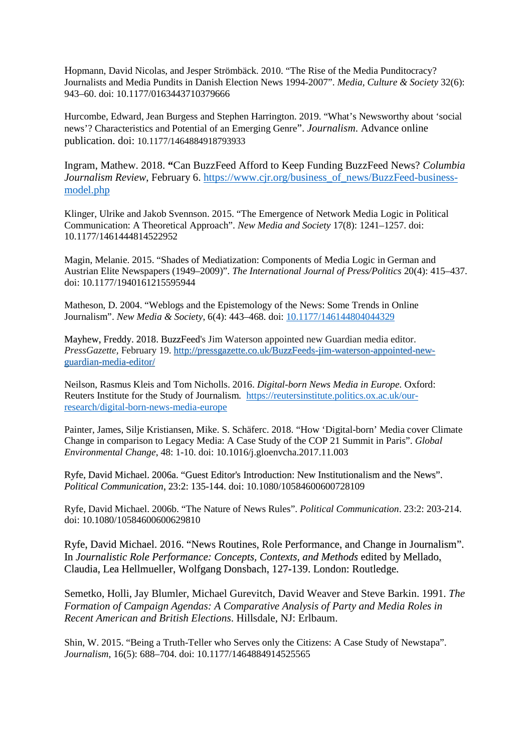Hopmann, David Nicolas, and Jesper Strömbäck. 2010. “The Rise of the Media Punditocracy? Journalists and Media Pundits in Danish Election News 1994-2007”. *Media, Culture & Society* 32(6): 943–60. doi: 10.1177/0163443710379666

Hurcombe, Edward, Jean Burgess and Stephen Harrington. 2019. “What’s Newsworthy about ‘social news’? Characteristics and Potential of an Emerging Genre”. *Journalism*. Advance online publication. doi: 10.1177/1464884918793933

Ingram, Mathew. 2018. **“**Can BuzzFeed Afford to Keep Funding BuzzFeed News? *Columbia Journalism Review*, February 6. https://www.cjr.org/business_of_news/BuzzFeed-business-model.php

Klinger, Ulrike and Jakob Svennson. 2015. “The Emergence of Network Media Logic in Political Communication: A Theoretical Approach”. *New Media and Society* 17(8): 1241–1257. doi: 10.1177/1461444814522952

Magin, Melanie. 2015. “Shades of Mediatization: Components of Media Logic in German and Austrian Elite Newspapers (1949–2009)”. *The International Journal of Press/Politics* 20(4): 415–437. doi: 10.1177/1940161215595944

Matheson, D. 2004. “Weblogs and the Epistemology of the News: Some Trends in Online Journalism”. *New Media & Society*, 6(4): 443–468. doi: 10.1177/146144804044329

Mayhew, Freddy. 2018. BuzzFeed's Jim Waterson appointed new Guardian media editor. *PressGazette*, February 19. http://pressgazette.co.uk/BuzzFeeds-jim-waterson-appointed-new-guardian-media-editor/

Neilson, Rasmus Kleis and Tom Nicholls. 2016. *Digital-born News Media in Europe*. Oxford: Reuters Institute for the Study of Journalism. https://reutersinstitute.politics.ox.ac.uk/our-research/digital-born-news-media-europe

Painter, James, Silje Kristiansen, Mike. S. Schäferc. 2018. “How ‘Digital-born’ Media cover Climate Change in comparison to Legacy Media: A Case Study of the COP 21 Summit in Paris”. *Global Environmental Change*, 48: 1-10. doi: 10.1016/j.gloenvcha.2017.11.003

Ryfe, David Michael. 2006a. “Guest Editor's Introduction: New Institutionalism and the News”. *Political Communication*, 23:2: 135-144. doi: 10.1080/10584600600728109

Ryfe, David Michael. 2006b. “The Nature of News Rules”. *Political Communication*. 23:2: 203-214. doi: 10.1080/10584600600629810

Ryfe, David Michael. 2016. “News Routines, Role Performance, and Change in Journalism”. In *Journalistic Role Performance: Concepts, Contexts, and Methods* edited by Mellado, Claudia, Lea Hellmueller, Wolfgang Donsbach, 127-139. London: Routledge.

Semetko, Holli, Jay Blumler, Michael Gurevitch, David Weaver and Steve Barkin. 1991. *The Formation of Campaign Agendas: A Comparative Analysis of Party and Media Roles in Recent American and British Elections*. Hillsdale, NJ: Erlbaum.

Shin, W. 2015. “Being a Truth-Teller who Serves only the Citizens: A Case Study of Newstapa”. *Journalism*, 16(5): 688–704. doi: 10.1177/1464884914525565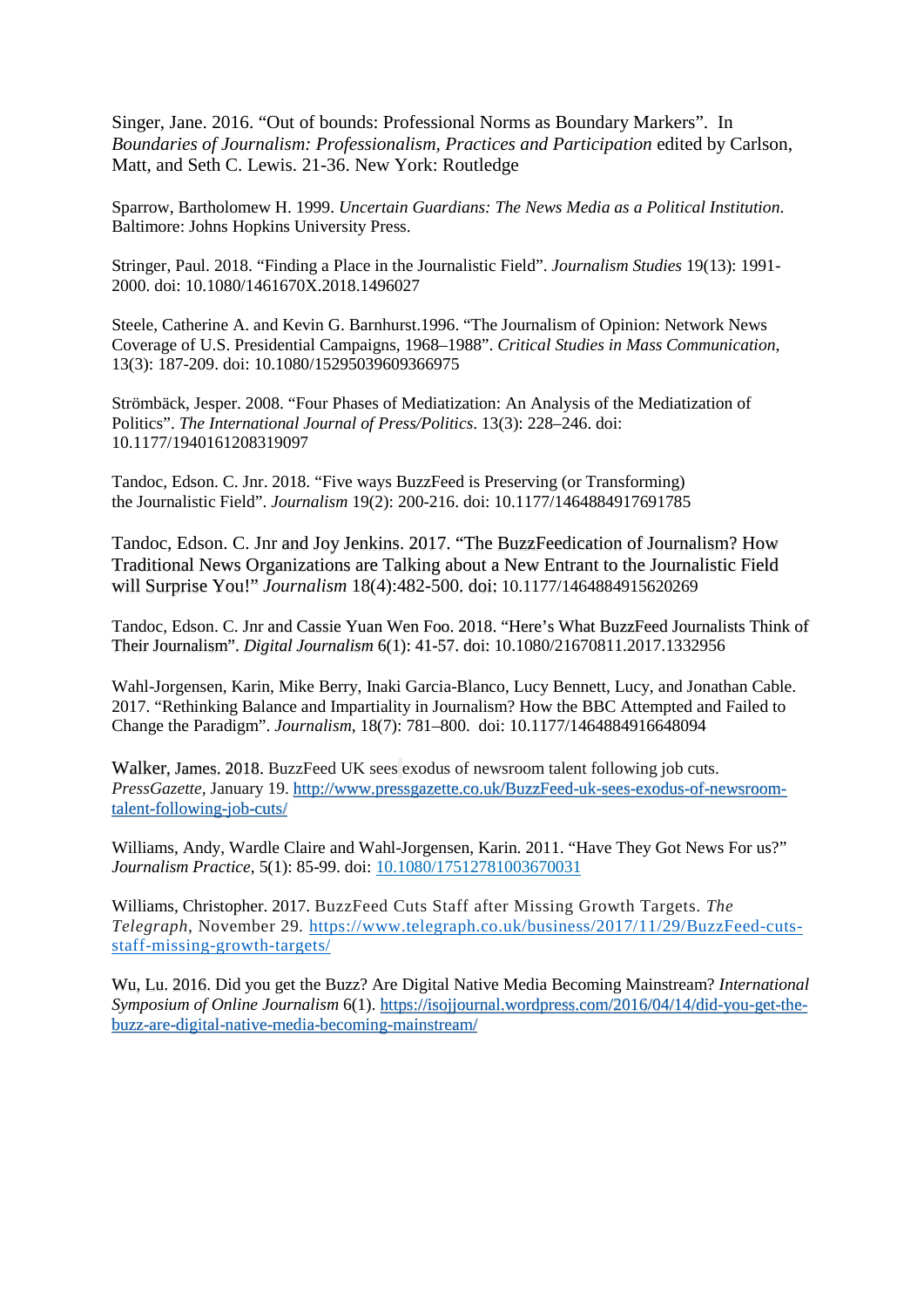Singer, Jane. 2016. "Out of bounds: Professional Norms as Boundary Markers". In *Boundaries of Journalism: Professionalism, Practices and Participation* edited by Carlson, Matt, and Seth C. Lewis. 21-36. New York: Routledge

Sparrow, Bartholomew H. 1999. *Uncertain Guardians: The News Media as a Political Institution*. Baltimore: Johns Hopkins University Press.

Stringer, Paul. 2018. "Finding a Place in the Journalistic Field". *Journalism Studies* 19(13): 1991-2000. doi: 10.1080/1461670X.2018.1496027

Steele, Catherine A. and Kevin G. Barnhurst.1996. "The Journalism of Opinion: Network News Coverage of U.S. Presidential Campaigns, 1968–1988". *Critical Studies in Mass Communication*, 13(3): 187-209. doi: 10.1080/15295039609366975

Strömbäck, Jesper. 2008. "Four Phases of Mediatization: An Analysis of the Mediatization of Politics". *The International Journal of Press/Politics*. 13(3): 228–246. doi: 10.1177/1940161208319097

Tandoc, Edson. C. Jnr. 2018. "Five ways BuzzFeed is Preserving (or Transforming) the Journalistic Field". *Journalism* 19(2): 200-216. doi: 10.1177/1464884917691785

Tandoc, Edson. C. Jnr and Joy Jenkins. 2017. "The BuzzFeedication of Journalism? How Traditional News Organizations are Talking about a New Entrant to the Journalistic Field will Surprise You!" *Journalism* 18(4):482-500. doi: 10.1177/1464884915620269

Tandoc, Edson. C. Jnr and Cassie Yuan Wen Foo. 2018. "Here's What BuzzFeed Journalists Think of Their Journalism". *Digital Journalism* 6(1): 41-57. doi: 10.1080/21670811.2017.1332956

Wahl-Jorgensen, Karin, Mike Berry, Inaki Garcia-Blanco, Lucy Bennett, Lucy, and Jonathan Cable. 2017. "Rethinking Balance and Impartiality in Journalism? How the BBC Attempted and Failed to Change the Paradigm". *Journalism*, 18(7): 781–800. doi: 10.1177/1464884916648094

Walker, James. 2018. BuzzFeed UK sees exodus of newsroom talent following job cuts. *PressGazette*, January 19. http://www.pressgazette.co.uk/BuzzFeed-uk-sees-exodus-of-newsroom-talent-following-job-cuts/

Williams, Andy, Wardle Claire and Wahl-Jorgensen, Karin. 2011. "Have They Got News For us?" *Journalism Practice*, 5(1): 85-99. doi: 10.1080/17512781003670031

Williams, Christopher. 2017. BuzzFeed Cuts Staff after Missing Growth Targets. *The Telegraph*, November 29. https://www.telegraph.co.uk/business/2017/11/29/BuzzFeed-cuts-staff-missing-growth-targets/

Wu, Lu. 2016. Did you get the Buzz? Are Digital Native Media Becoming Mainstream? *International Symposium of Online Journalism* 6(1). https://isojjournal.wordpress.com/2016/04/14/did-you-get-the-buzz-are-digital-native-media-becoming-mainstream/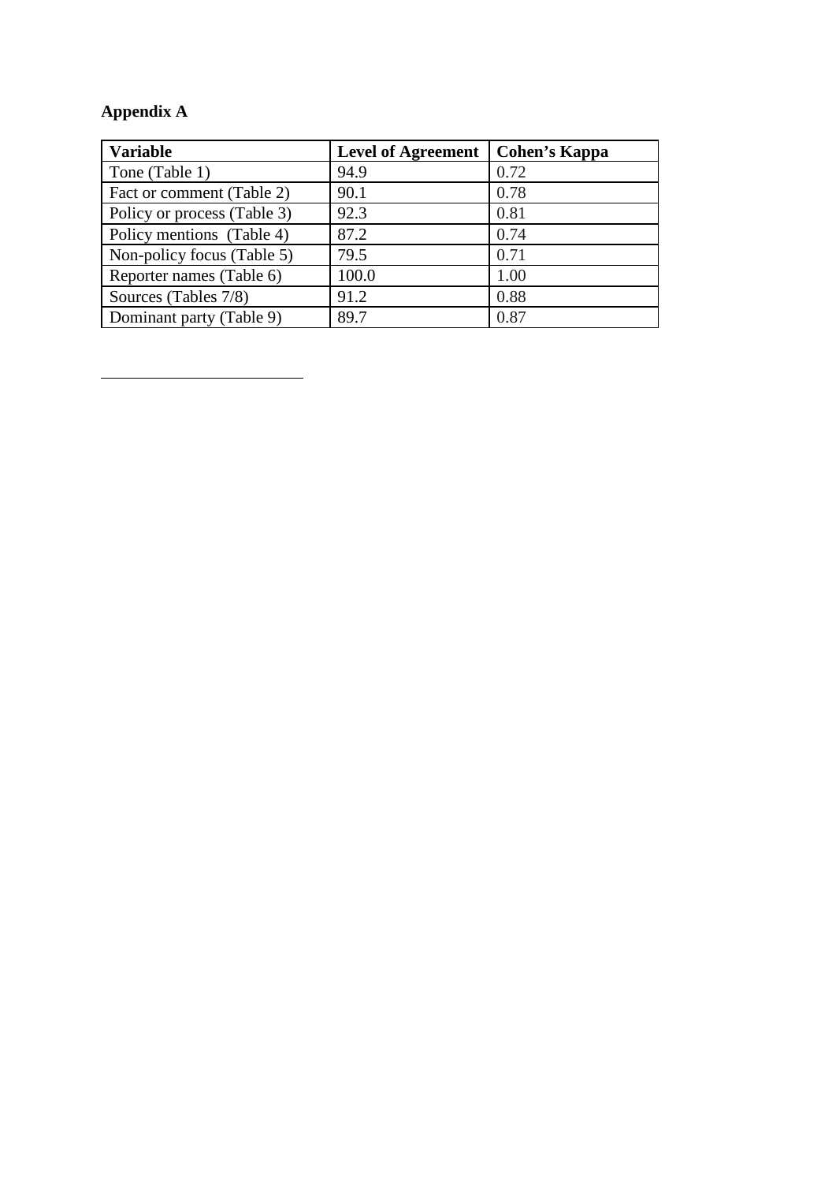## Appendix A

| Variable | Level of Agreement | Cohen's Kappa |
|---|---|---|
| Tone (Table 1) | 94.9 | 0.72 |
| Fact or comment (Table 2) | 90.1 | 0.78 |
| Policy or process (Table 3) | 92.3 | 0.81 |
| Policy mentions (Table 4) | 87.2 | 0.74 |
| Non-policy focus (Table 5) | 79.5 | 0.71 |
| Reporter names (Table 6) | 100.0 | 1.00 |
| Sources (Tables 7/8) | 91.2 | 0.88 |
| Dominant party (Table 9) | 89.7 | 0.87 |